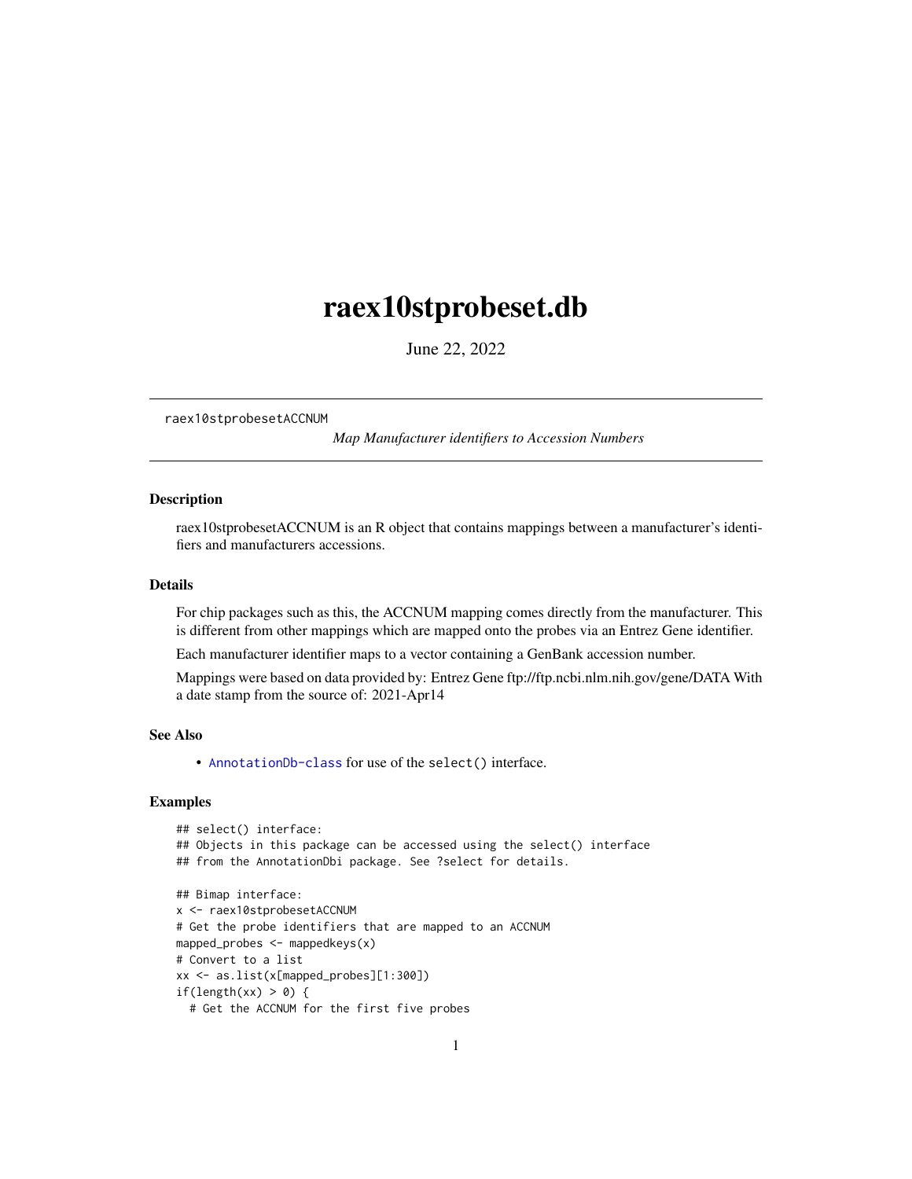# raex10stprobeset.db

June 22, 2022

raex10stprobesetACCNUM *Map Manufacturer identifiers to Accession Numbers*

## Description

raex10stprobesetACCNUM is an R object that contains mappings between a manufacturer's identifiers and manufacturers accessions.

## Details

For chip packages such as this, the ACCNUM mapping comes directly from the manufacturer. This is different from other mappings which are mapped onto the probes via an Entrez Gene identifier.

Each manufacturer identifier maps to a vector containing a GenBank accession number.

Mappings were based on data provided by: Entrez Gene ftp://ftp.ncbi.nlm.nih.gov/gene/DATA With a date stamp from the source of: 2021-Apr14

## See Also

- AnnotationDb-class for use of the select() interface.

## Examples

```
## select() interface:
## Objects in this package can be accessed using the select() interface
## from the AnnotationDbi package. See ?select for details.

## Bimap interface:
x <- raex10stprobesetACCNUM
# Get the probe identifiers that are mapped to an ACCNUM
mapped_probes <- mappedkeys(x)
# Convert to a list
xx <- as.list(x[mapped_probes][1:300])
if(length(xx) > 0) {
  # Get the ACCNUM for the first five probes
```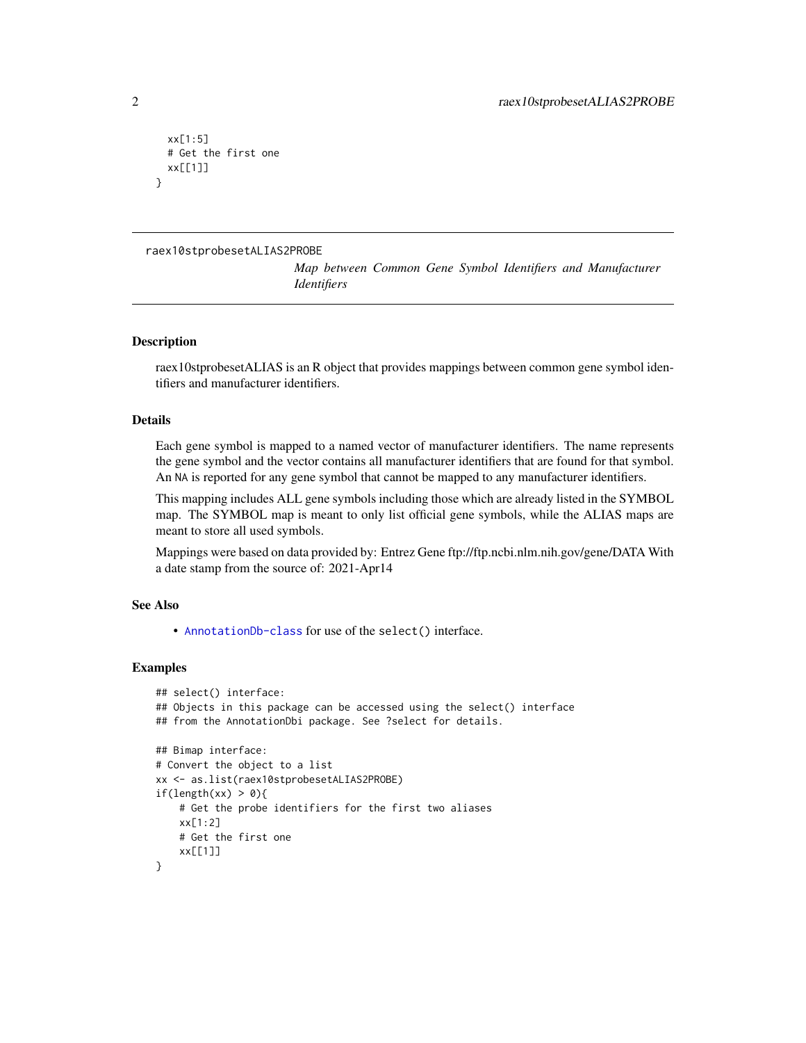```
  xx[1:5]
  # Get the first one
  xx[[1]]
}
```

---

raex10stprobesetALIAS2PROBE

*Map between Common Gene Symbol Identifiers and Manufacturer Identifiers*

---

## Description

raex10stprobesetALIAS is an R object that provides mappings between common gene symbol identifiers and manufacturer identifiers.

## Details

Each gene symbol is mapped to a named vector of manufacturer identifiers. The name represents the gene symbol and the vector contains all manufacturer identifiers that are found for that symbol. An NA is reported for any gene symbol that cannot be mapped to any manufacturer identifiers.

This mapping includes ALL gene symbols including those which are already listed in the SYMBOL map. The SYMBOL map is meant to only list official gene symbols, while the ALIAS maps are meant to store all used symbols.

Mappings were based on data provided by: Entrez Gene ftp://ftp.ncbi.nlm.nih.gov/gene/DATA With a date stamp from the source of: 2021-Apr14

## See Also

- AnnotationDb-class for use of the select() interface.

## Examples

```
## select() interface:
## Objects in this package can be accessed using the select() interface
## from the AnnotationDbi package. See ?select for details.

## Bimap interface:
# Convert the object to a list
xx <- as.list(raex10stprobesetALIAS2PROBE)
if(length(xx) > 0){
    # Get the probe identifiers for the first two aliases
    xx[1:2]
    # Get the first one
    xx[[1]]
}
```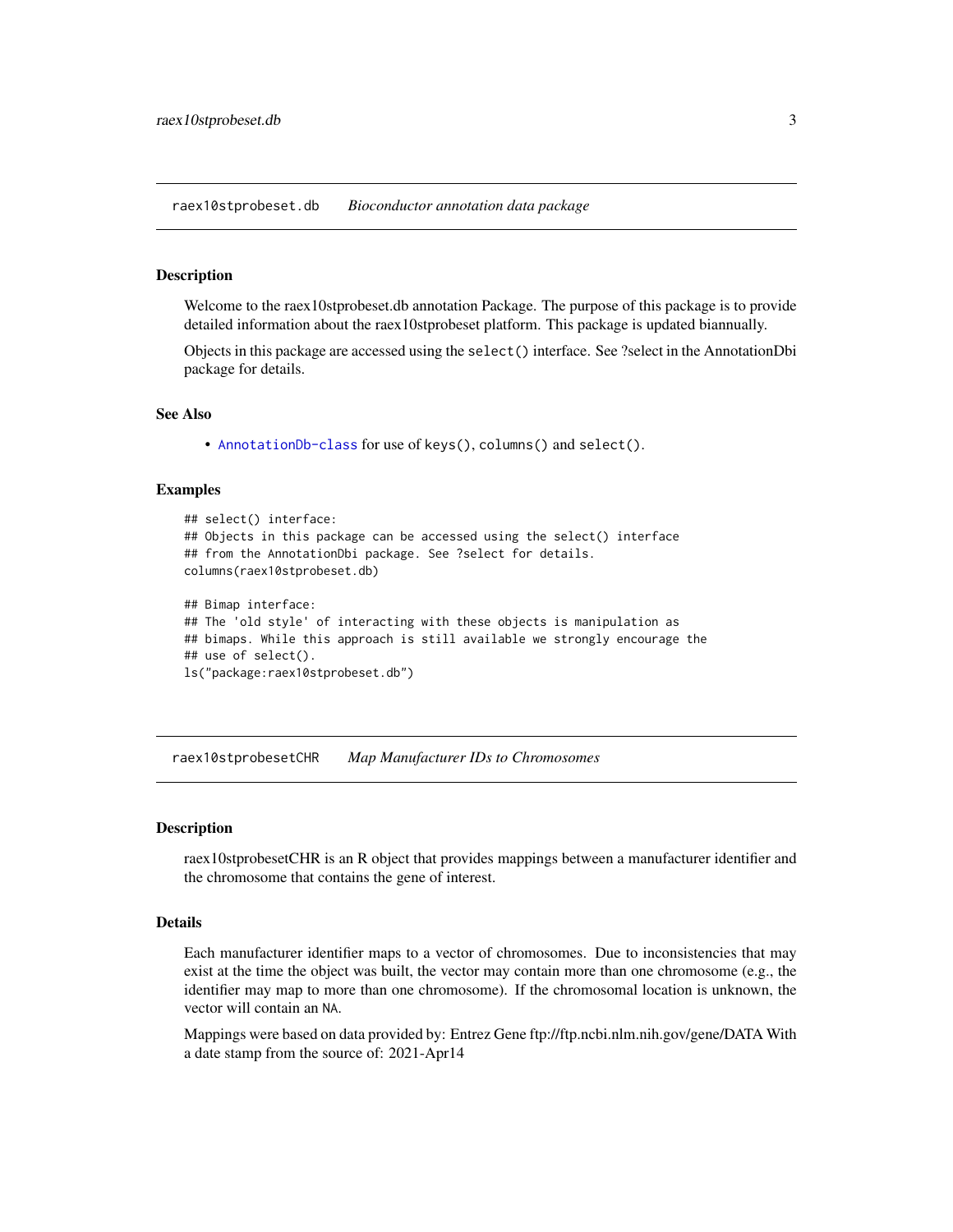## raex10stprobeset.db — *Bioconductor annotation data package*

### Description

Welcome to the raex10stprobeset.db annotation Package. The purpose of this package is to provide detailed information about the raex10stprobeset platform. This package is updated biannually.

Objects in this package are accessed using the `select()` interface. See ?select in the AnnotationDbi package for details.

### See Also

- `AnnotationDb-class` for use of `keys()`, `columns()` and `select()`.

### Examples

```
## select() interface:
## Objects in this package can be accessed using the select() interface
## from the AnnotationDbi package. See ?select for details.
columns(raex10stprobeset.db)

## Bimap interface:
## The 'old style' of interacting with these objects is manipulation as
## bimaps. While this approach is still available we strongly encourage the
## use of select().
ls("package:raex10stprobeset.db")
```

## raex10stprobesetCHR — *Map Manufacturer IDs to Chromosomes*

### Description

raex10stprobesetCHR is an R object that provides mappings between a manufacturer identifier and the chromosome that contains the gene of interest.

### Details

Each manufacturer identifier maps to a vector of chromosomes. Due to inconsistencies that may exist at the time the object was built, the vector may contain more than one chromosome (e.g., the identifier may map to more than one chromosome). If the chromosomal location is unknown, the vector will contain an `NA`.

Mappings were based on data provided by: Entrez Gene ftp://ftp.ncbi.nlm.nih.gov/gene/DATA With a date stamp from the source of: 2021-Apr14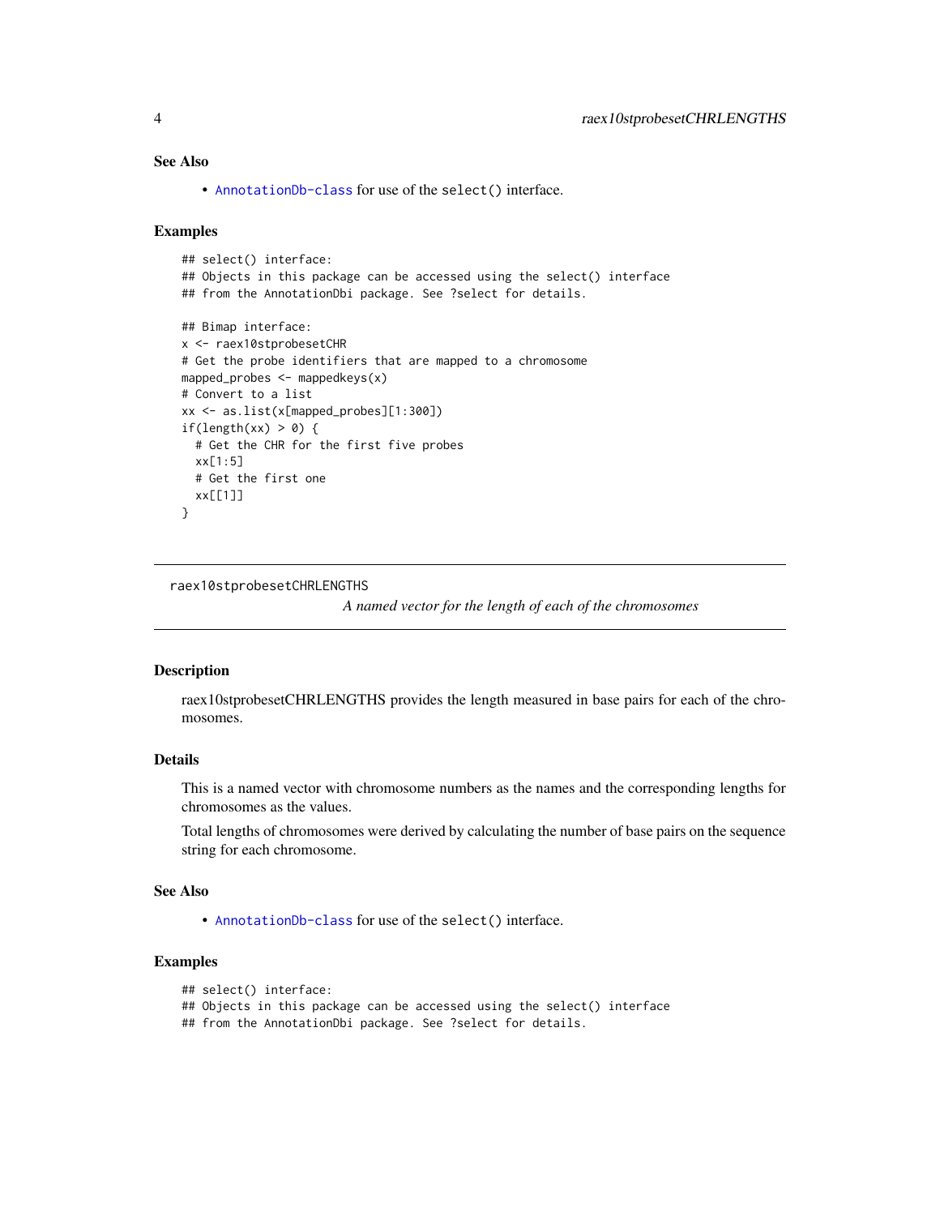### See Also

- `AnnotationDb-class` for use of the `select()` interface.

### Examples

```
## select() interface:
## Objects in this package can be accessed using the select() interface
## from the AnnotationDbi package. See ?select for details.

## Bimap interface:
x <- raex10stprobesetCHR
# Get the probe identifiers that are mapped to a chromosome
mapped_probes <- mappedkeys(x)
# Convert to a list
xx <- as.list(x[mapped_probes][1:300])
if(length(xx) > 0) {
  # Get the CHR for the first five probes
  xx[1:5]
  # Get the first one
  xx[[1]]
}
```

---

## raex10stprobesetCHRLENGTHS

*A named vector for the length of each of the chromosomes*

---

### Description

raex10stprobesetCHRLENGTHS provides the length measured in base pairs for each of the chromosomes.

### Details

This is a named vector with chromosome numbers as the names and the corresponding lengths for chromosomes as the values.

Total lengths of chromosomes were derived by calculating the number of base pairs on the sequence string for each chromosome.

### See Also

- `AnnotationDb-class` for use of the `select()` interface.

### Examples

```
## select() interface:
## Objects in this package can be accessed using the select() interface
## from the AnnotationDbi package. See ?select for details.
```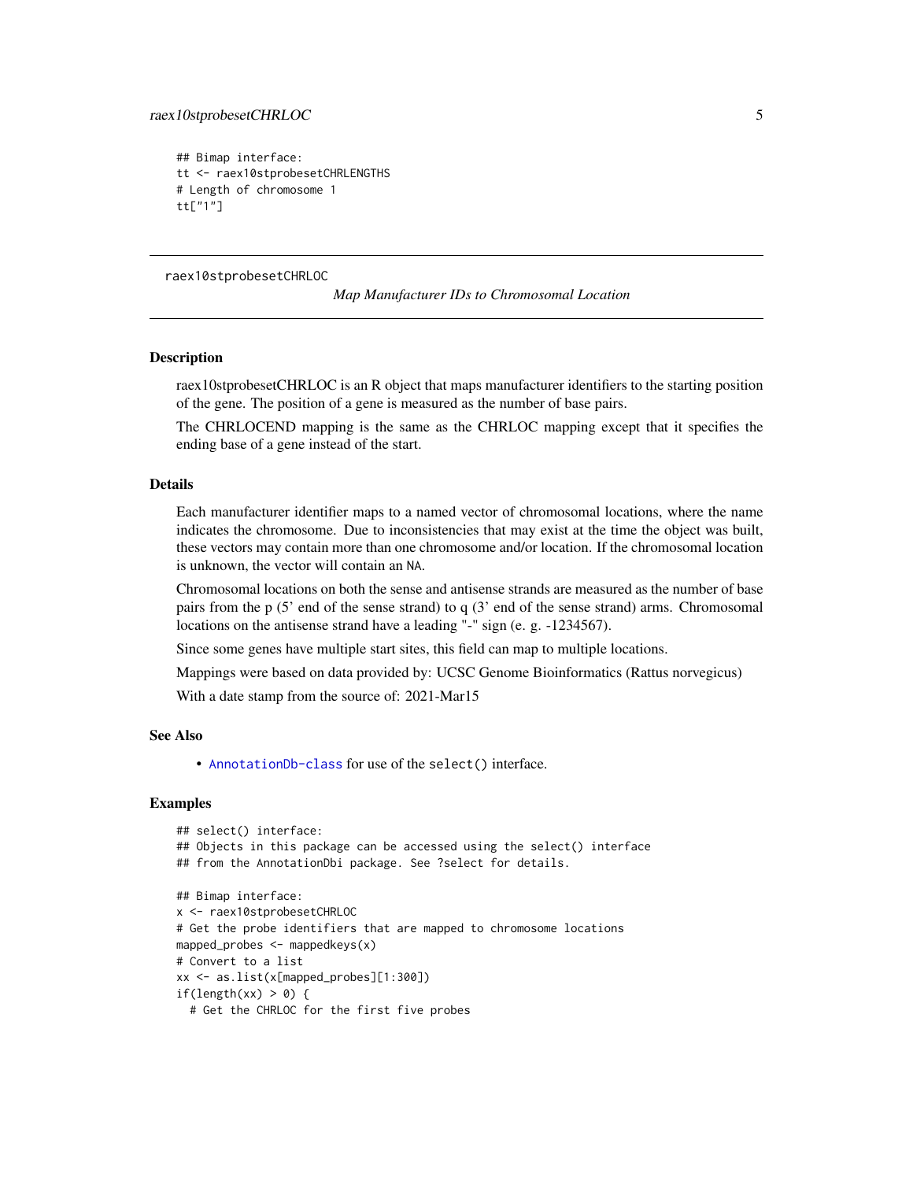```
## Bimap interface:
tt <- raex10stprobesetCHRLENGTHS
# Length of chromosome 1
tt["1"]
```

---

raex10stprobesetCHRLOC *Map Manufacturer IDs to Chromosomal Location*

---

## Description

raex10stprobesetCHRLOC is an R object that maps manufacturer identifiers to the starting position of the gene. The position of a gene is measured as the number of base pairs.

The CHRLOCEND mapping is the same as the CHRLOC mapping except that it specifies the ending base of a gene instead of the start.

## Details

Each manufacturer identifier maps to a named vector of chromosomal locations, where the name indicates the chromosome. Due to inconsistencies that may exist at the time the object was built, these vectors may contain more than one chromosome and/or location. If the chromosomal location is unknown, the vector will contain an `NA`.

Chromosomal locations on both the sense and antisense strands are measured as the number of base pairs from the p (5' end of the sense strand) to q (3' end of the sense strand) arms. Chromosomal locations on the antisense strand have a leading "-" sign (e. g. -1234567).

Since some genes have multiple start sites, this field can map to multiple locations.

Mappings were based on data provided by: UCSC Genome Bioinformatics (Rattus norvegicus)

With a date stamp from the source of: 2021-Mar15

## See Also

- `AnnotationDb-class` for use of the `select()` interface.

## Examples

```
## select() interface:
## Objects in this package can be accessed using the select() interface
## from the AnnotationDbi package. See ?select for details.

## Bimap interface:
x <- raex10stprobesetCHRLOC
# Get the probe identifiers that are mapped to chromosome locations
mapped_probes <- mappedkeys(x)
# Convert to a list
xx <- as.list(x[mapped_probes][1:300])
if(length(xx) > 0) {
  # Get the CHRLOC for the first five probes
```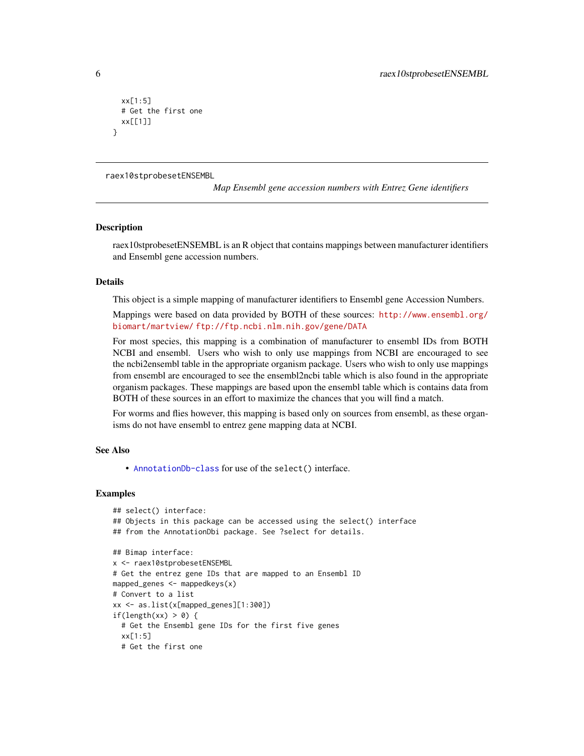```
  xx[1:5]
  # Get the first one
  xx[[1]]
}
```

---

raex10stprobesetENSEMBL

*Map Ensembl gene accession numbers with Entrez Gene identifiers*

---

## Description

raex10stprobesetENSEMBL is an R object that contains mappings between manufacturer identifiers and Ensembl gene accession numbers.

## Details

This object is a simple mapping of manufacturer identifiers to Ensembl gene Accession Numbers.

Mappings were based on data provided by BOTH of these sources: http://www.ensembl.org/biomart/martview/ ftp://ftp.ncbi.nlm.nih.gov/gene/DATA

For most species, this mapping is a combination of manufacturer to ensembl IDs from BOTH NCBI and ensembl. Users who wish to only use mappings from NCBI are encouraged to see the ncbi2ensembl table in the appropriate organism package. Users who wish to only use mappings from ensembl are encouraged to see the ensembl2ncbi table which is also found in the appropriate organism packages. These mappings are based upon the ensembl table which is contains data from BOTH of these sources in an effort to maximize the chances that you will find a match.

For worms and flies however, this mapping is based only on sources from ensembl, as these organisms do not have ensembl to entrez gene mapping data at NCBI.

## See Also

- AnnotationDb-class for use of the `select()` interface.

## Examples

```
## select() interface:
## Objects in this package can be accessed using the select() interface
## from the AnnotationDbi package. See ?select for details.

## Bimap interface:
x <- raex10stprobesetENSEMBL
# Get the entrez gene IDs that are mapped to an Ensembl ID
mapped_genes <- mappedkeys(x)
# Convert to a list
xx <- as.list(x[mapped_genes][1:300])
if(length(xx) > 0) {
  # Get the Ensembl gene IDs for the first five genes
  xx[1:5]
  # Get the first one
```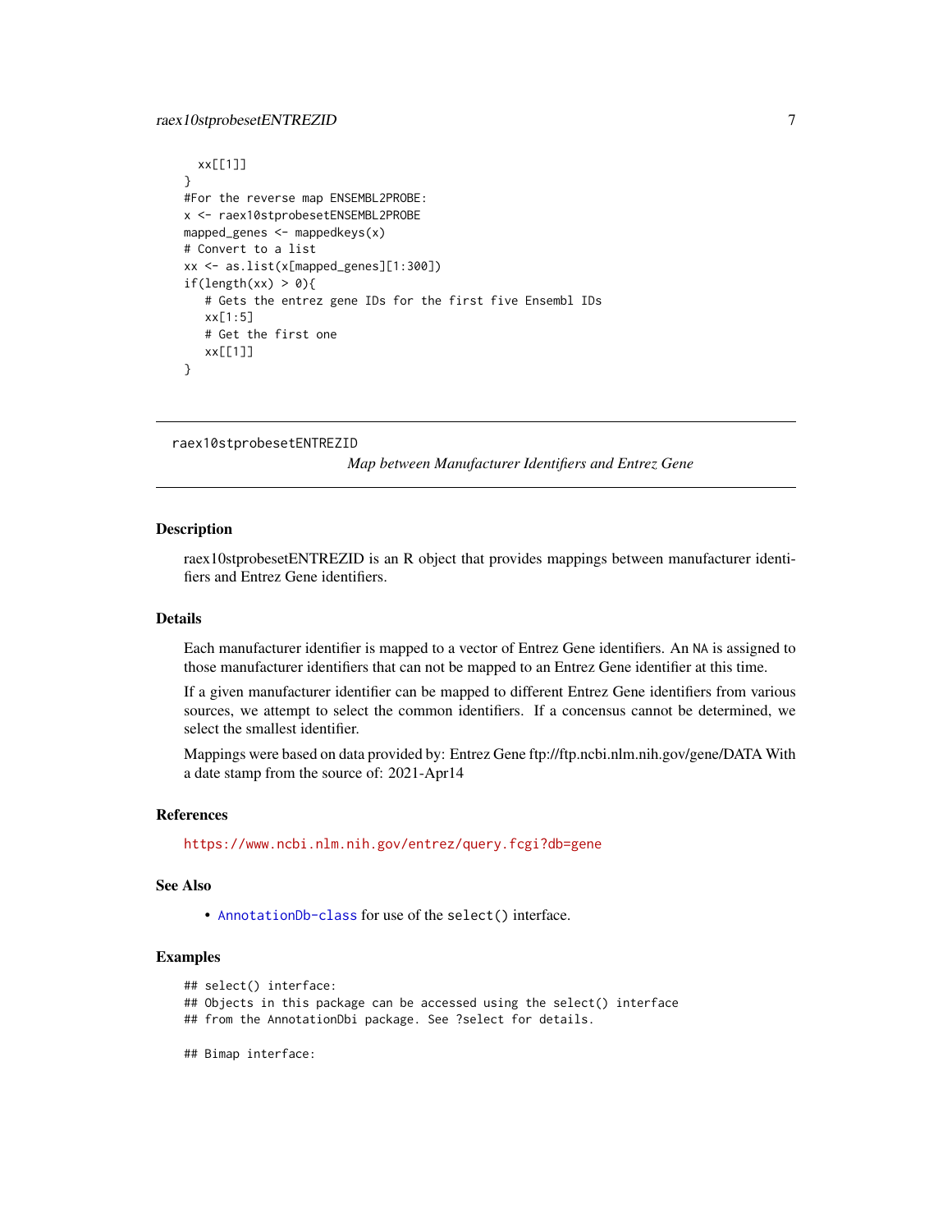```
  xx[[1]]
}
#For the reverse map ENSEMBL2PROBE:
x <- raex10stprobesetENSEMBL2PROBE
mapped_genes <- mappedkeys(x)
# Convert to a list
xx <- as.list(x[mapped_genes][1:300])
if(length(xx) > 0){
   # Gets the entrez gene IDs for the first five Ensembl IDs
   xx[1:5]
   # Get the first one
   xx[[1]]
}
```

---

raex10stprobesetENTREZID *Map between Manufacturer Identifiers and Entrez Gene*

---

## Description

raex10stprobesetENTREZID is an R object that provides mappings between manufacturer identifiers and Entrez Gene identifiers.

## Details

Each manufacturer identifier is mapped to a vector of Entrez Gene identifiers. An NA is assigned to those manufacturer identifiers that can not be mapped to an Entrez Gene identifier at this time.

If a given manufacturer identifier can be mapped to different Entrez Gene identifiers from various sources, we attempt to select the common identifiers. If a concensus cannot be determined, we select the smallest identifier.

Mappings were based on data provided by: Entrez Gene ftp://ftp.ncbi.nlm.nih.gov/gene/DATA With a date stamp from the source of: 2021-Apr14

## References

https://www.ncbi.nlm.nih.gov/entrez/query.fcgi?db=gene

## See Also

- AnnotationDb-class for use of the select() interface.

## Examples

```
## select() interface:
## Objects in this package can be accessed using the select() interface
## from the AnnotationDbi package. See ?select for details.

## Bimap interface:
```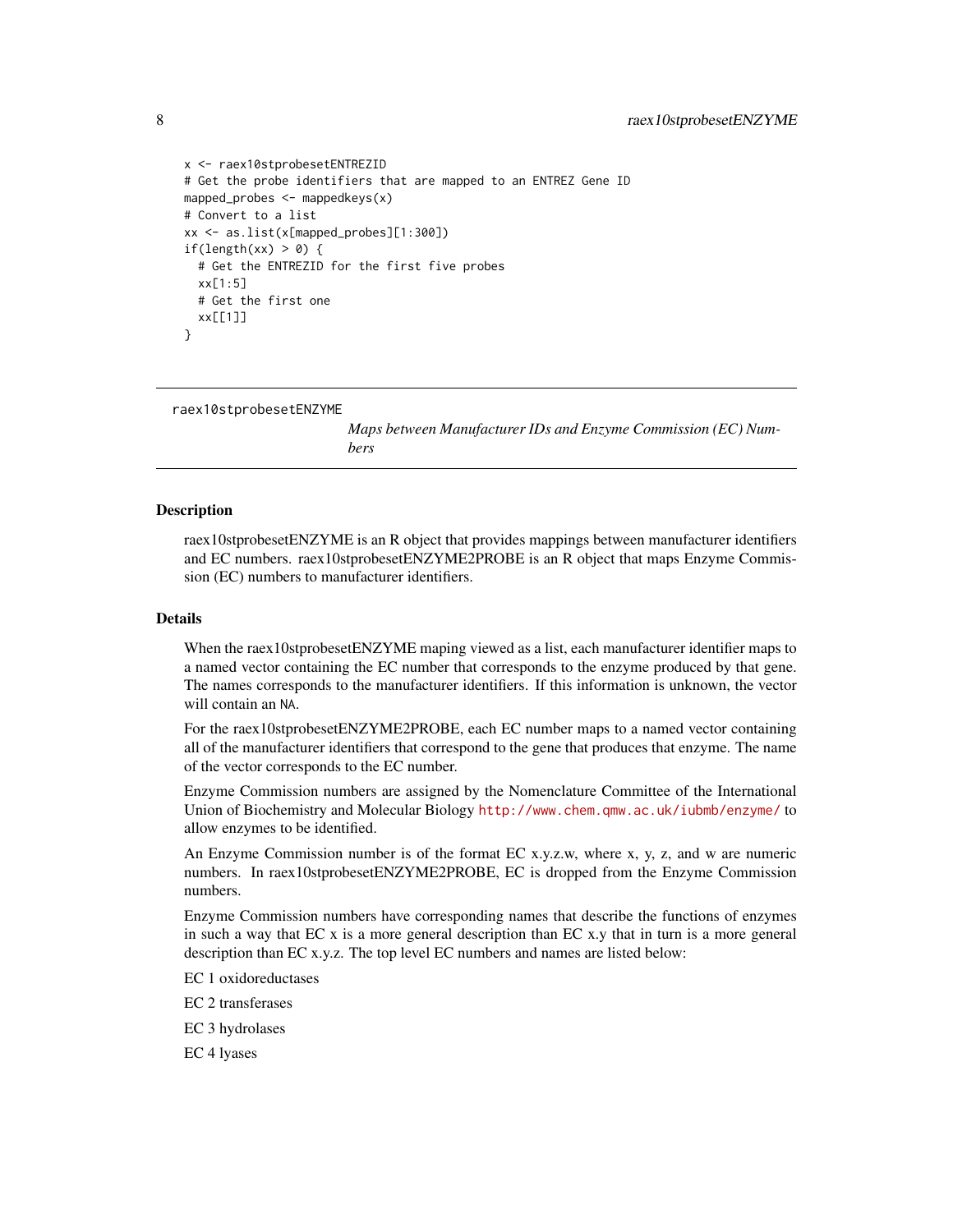```
x <- raex10stprobesetENTREZID
# Get the probe identifiers that are mapped to an ENTREZ Gene ID
mapped_probes <- mappedkeys(x)
# Convert to a list
xx <- as.list(x[mapped_probes][1:300])
if(length(xx) > 0) {
  # Get the ENTREZID for the first five probes
  xx[1:5]
  # Get the first one
  xx[[1]]
}
```

---

raex10stprobesetENZYME    *Maps between Manufacturer IDs and Enzyme Commission (EC) Numbers*

---

## Description

raex10stprobesetENZYME is an R object that provides mappings between manufacturer identifiers and EC numbers. raex10stprobesetENZYME2PROBE is an R object that maps Enzyme Commission (EC) numbers to manufacturer identifiers.

## Details

When the raex10stprobesetENZYME maping viewed as a list, each manufacturer identifier maps to a named vector containing the EC number that corresponds to the enzyme produced by that gene. The names corresponds to the manufacturer identifiers. If this information is unknown, the vector will contain an `NA`.

For the raex10stprobesetENZYME2PROBE, each EC number maps to a named vector containing all of the manufacturer identifiers that correspond to the gene that produces that enzyme. The name of the vector corresponds to the EC number.

Enzyme Commission numbers are assigned by the Nomenclature Committee of the International Union of Biochemistry and Molecular Biology http://www.chem.qmw.ac.uk/iubmb/enzyme/ to allow enzymes to be identified.

An Enzyme Commission number is of the format EC x.y.z.w, where x, y, z, and w are numeric numbers. In raex10stprobesetENZYME2PROBE, EC is dropped from the Enzyme Commission numbers.

Enzyme Commission numbers have corresponding names that describe the functions of enzymes in such a way that EC x is a more general description than EC x.y that in turn is a more general description than EC x.y.z. The top level EC numbers and names are listed below:

EC 1 oxidoreductases

EC 2 transferases

EC 3 hydrolases

EC 4 lyases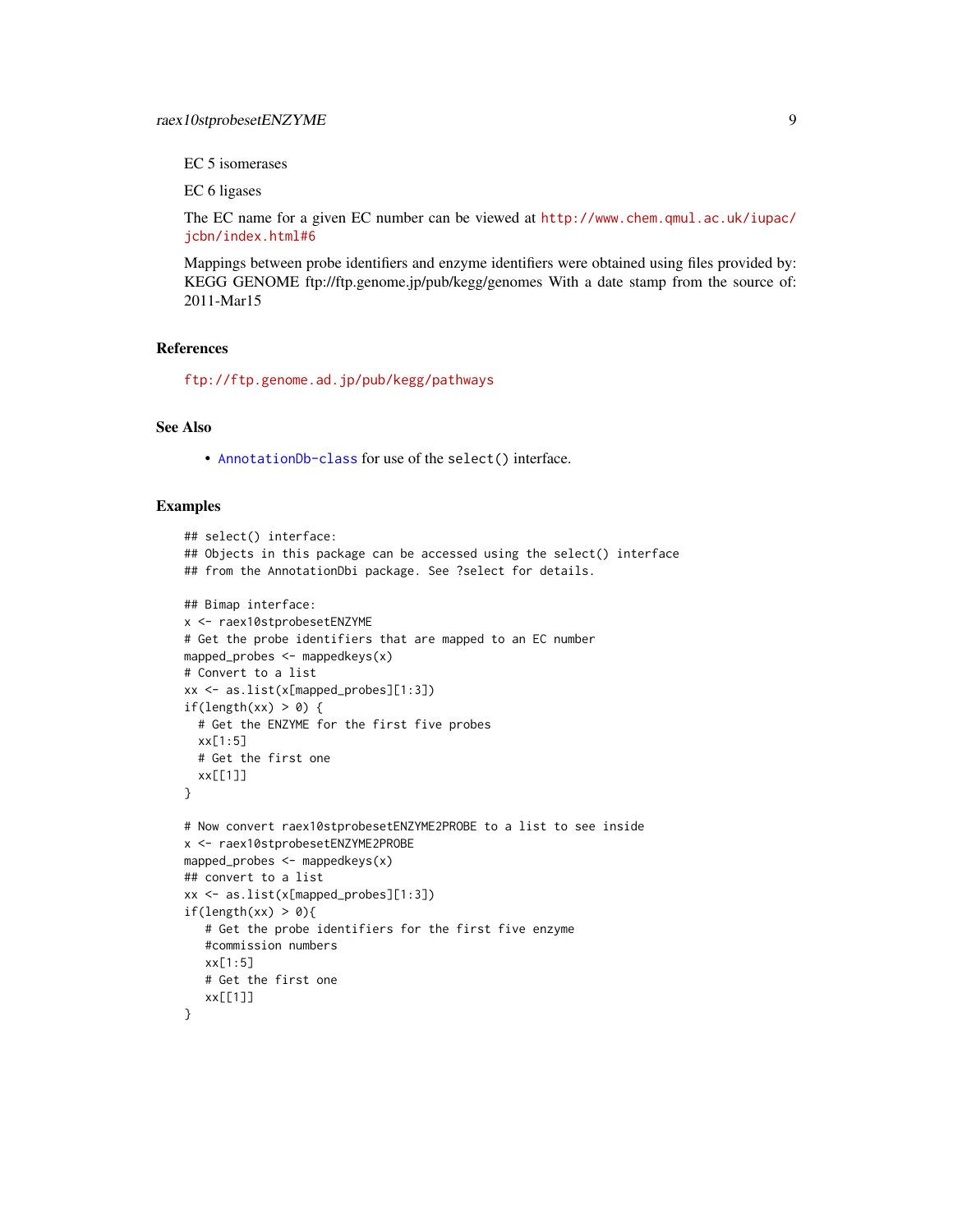EC 5 isomerases

EC 6 ligases

The EC name for a given EC number can be viewed at http://www.chem.qmul.ac.uk/iupac/jcbn/index.html#6

Mappings between probe identifiers and enzyme identifiers were obtained using files provided by: KEGG GENOME ftp://ftp.genome.jp/pub/kegg/genomes With a date stamp from the source of: 2011-Mar15

## References

ftp://ftp.genome.ad.jp/pub/kegg/pathways

## See Also

- AnnotationDb-class for use of the select() interface.

## Examples

```
## select() interface:
## Objects in this package can be accessed using the select() interface
## from the AnnotationDbi package. See ?select for details.

## Bimap interface:
x <- raex10stprobesetENZYME
# Get the probe identifiers that are mapped to an EC number
mapped_probes <- mappedkeys(x)
# Convert to a list
xx <- as.list(x[mapped_probes][1:3])
if(length(xx) > 0) {
  # Get the ENZYME for the first five probes
  xx[1:5]
  # Get the first one
  xx[[1]]
}

# Now convert raex10stprobesetENZYME2PROBE to a list to see inside
x <- raex10stprobesetENZYME2PROBE
mapped_probes <- mappedkeys(x)
## convert to a list
xx <- as.list(x[mapped_probes][1:3])
if(length(xx) > 0){
   # Get the probe identifiers for the first five enzyme
   #commission numbers
   xx[1:5]
   # Get the first one
   xx[[1]]
}
```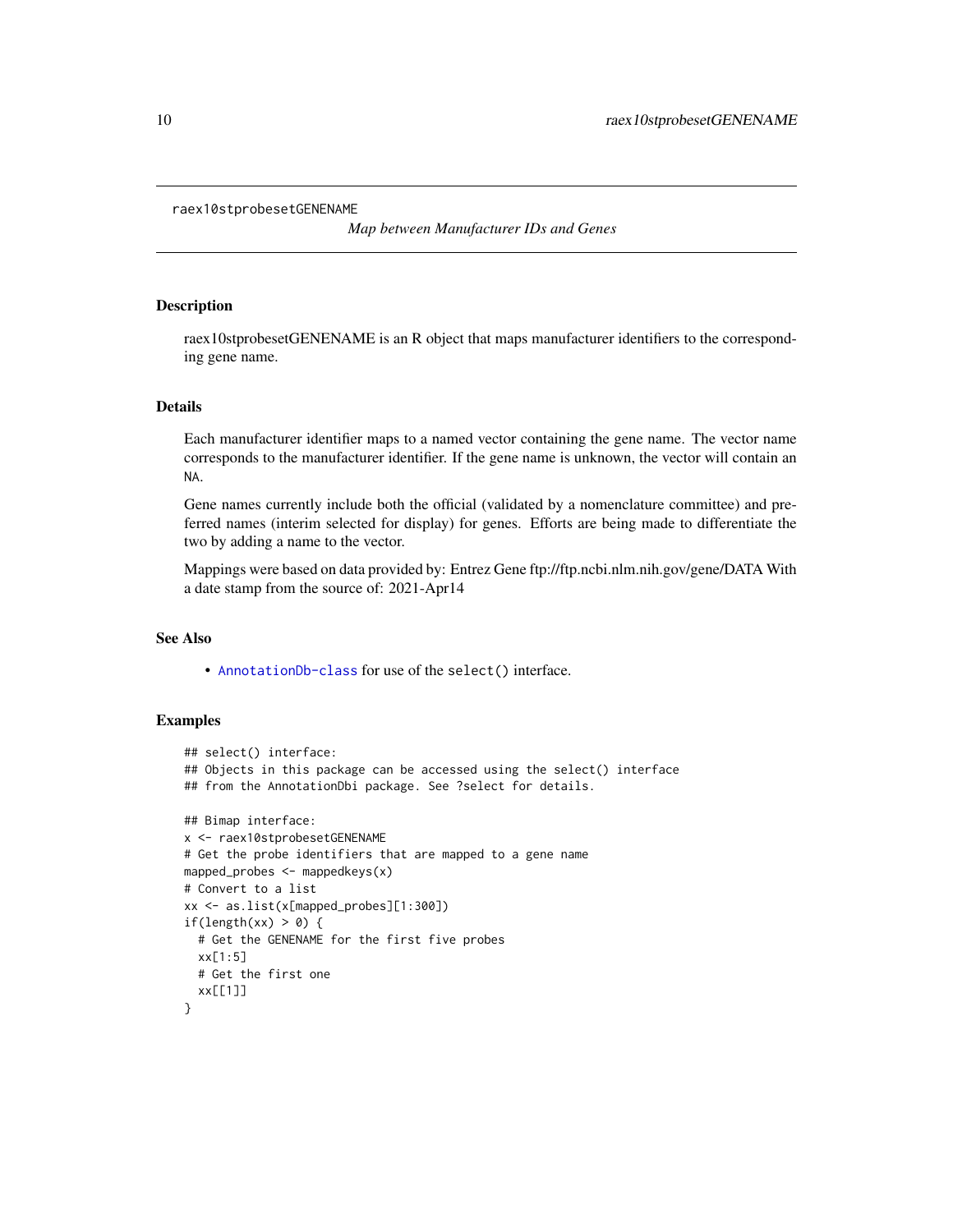raex10stprobesetGENENAME

*Map between Manufacturer IDs and Genes*

## Description

raex10stprobesetGENENAME is an R object that maps manufacturer identifiers to the corresponding gene name.

## Details

Each manufacturer identifier maps to a named vector containing the gene name. The vector name corresponds to the manufacturer identifier. If the gene name is unknown, the vector will contain an NA.

Gene names currently include both the official (validated by a nomenclature committee) and preferred names (interim selected for display) for genes. Efforts are being made to differentiate the two by adding a name to the vector.

Mappings were based on data provided by: Entrez Gene ftp://ftp.ncbi.nlm.nih.gov/gene/DATA With a date stamp from the source of: 2021-Apr14

## See Also

- AnnotationDb-class for use of the select() interface.

## Examples

```
## select() interface:
## Objects in this package can be accessed using the select() interface
## from the AnnotationDbi package. See ?select for details.

## Bimap interface:
x <- raex10stprobesetGENENAME
# Get the probe identifiers that are mapped to a gene name
mapped_probes <- mappedkeys(x)
# Convert to a list
xx <- as.list(x[mapped_probes][1:300])
if(length(xx) > 0) {
  # Get the GENENAME for the first five probes
  xx[1:5]
  # Get the first one
  xx[[1]]
}
```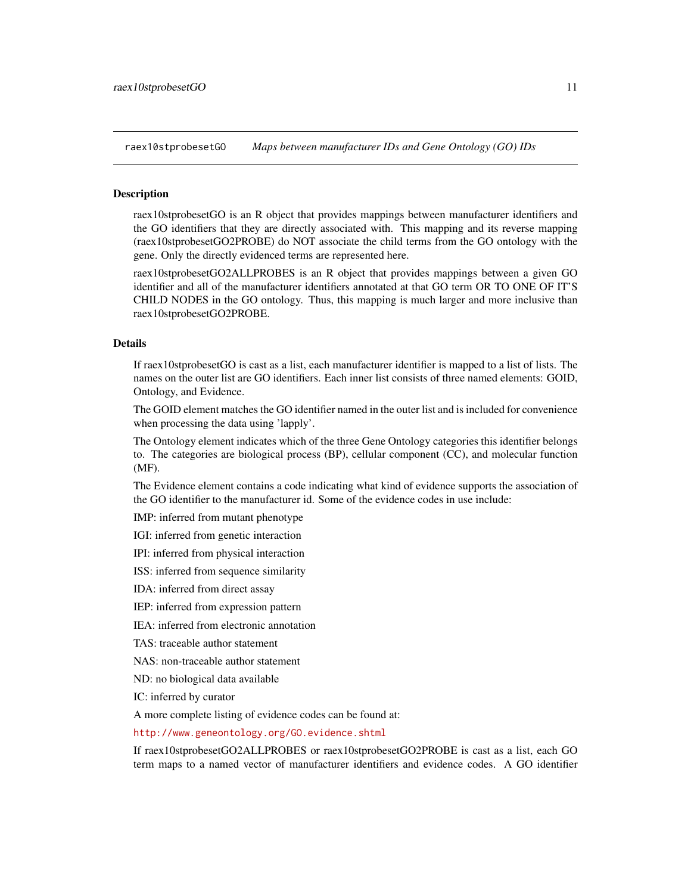## raex10stprobesetGO *Maps between manufacturer IDs and Gene Ontology (GO) IDs*

### Description

raex10stprobesetGO is an R object that provides mappings between manufacturer identifiers and the GO identifiers that they are directly associated with. This mapping and its reverse mapping (raex10stprobesetGO2PROBE) do NOT associate the child terms from the GO ontology with the gene. Only the directly evidenced terms are represented here.

raex10stprobesetGO2ALLPROBES is an R object that provides mappings between a given GO identifier and all of the manufacturer identifiers annotated at that GO term OR TO ONE OF IT'S CHILD NODES in the GO ontology. Thus, this mapping is much larger and more inclusive than raex10stprobesetGO2PROBE.

### Details

If raex10stprobesetGO is cast as a list, each manufacturer identifier is mapped to a list of lists. The names on the outer list are GO identifiers. Each inner list consists of three named elements: GOID, Ontology, and Evidence.

The GOID element matches the GO identifier named in the outer list and is included for convenience when processing the data using 'lapply'.

The Ontology element indicates which of the three Gene Ontology categories this identifier belongs to. The categories are biological process (BP), cellular component (CC), and molecular function (MF).

The Evidence element contains a code indicating what kind of evidence supports the association of the GO identifier to the manufacturer id. Some of the evidence codes in use include:

IMP: inferred from mutant phenotype

IGI: inferred from genetic interaction

IPI: inferred from physical interaction

ISS: inferred from sequence similarity

IDA: inferred from direct assay

IEP: inferred from expression pattern

IEA: inferred from electronic annotation

TAS: traceable author statement

NAS: non-traceable author statement

ND: no biological data available

IC: inferred by curator

A more complete listing of evidence codes can be found at:

http://www.geneontology.org/GO.evidence.shtml

If raex10stprobesetGO2ALLPROBES or raex10stprobesetGO2PROBE is cast as a list, each GO term maps to a named vector of manufacturer identifiers and evidence codes. A GO identifier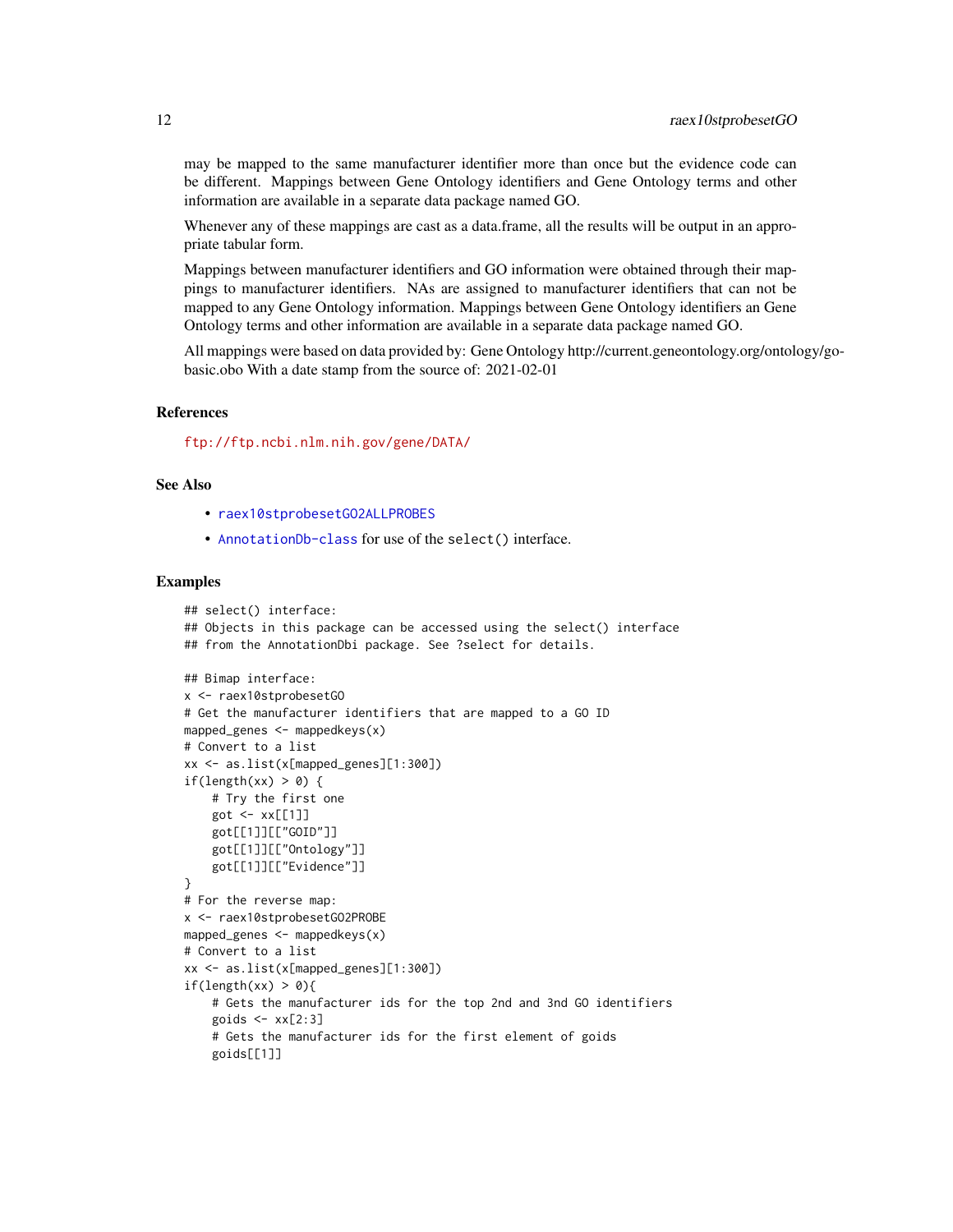may be mapped to the same manufacturer identifier more than once but the evidence code can be different. Mappings between Gene Ontology identifiers and Gene Ontology terms and other information are available in a separate data package named GO.

Whenever any of these mappings are cast as a data.frame, all the results will be output in an appropriate tabular form.

Mappings between manufacturer identifiers and GO information were obtained through their mappings to manufacturer identifiers. NAs are assigned to manufacturer identifiers that can not be mapped to any Gene Ontology information. Mappings between Gene Ontology identifiers an Gene Ontology terms and other information are available in a separate data package named GO.

All mappings were based on data provided by: Gene Ontology http://current.geneontology.org/ontology/go-basic.obo With a date stamp from the source of: 2021-02-01

### References

ftp://ftp.ncbi.nlm.nih.gov/gene/DATA/

### See Also

- raex10stprobesetGO2ALLPROBES
- AnnotationDb-class for use of the `select()` interface.

### Examples

```
## select() interface:
## Objects in this package can be accessed using the select() interface
## from the AnnotationDbi package. See ?select for details.

## Bimap interface:
x <- raex10stprobesetGO
# Get the manufacturer identifiers that are mapped to a GO ID
mapped_genes <- mappedkeys(x)
# Convert to a list
xx <- as.list(x[mapped_genes][1:300])
if(length(xx) > 0) {
    # Try the first one
    got <- xx[[1]]
    got[[1]][["GOID"]]
    got[[1]][["Ontology"]]
    got[[1]][["Evidence"]]
}
# For the reverse map:
x <- raex10stprobesetGO2PROBE
mapped_genes <- mappedkeys(x)
# Convert to a list
xx <- as.list(x[mapped_genes][1:300])
if(length(xx) > 0){
    # Gets the manufacturer ids for the top 2nd and 3nd GO identifiers
    goids <- xx[2:3]
    # Gets the manufacturer ids for the first element of goids
    goids[[1]]
```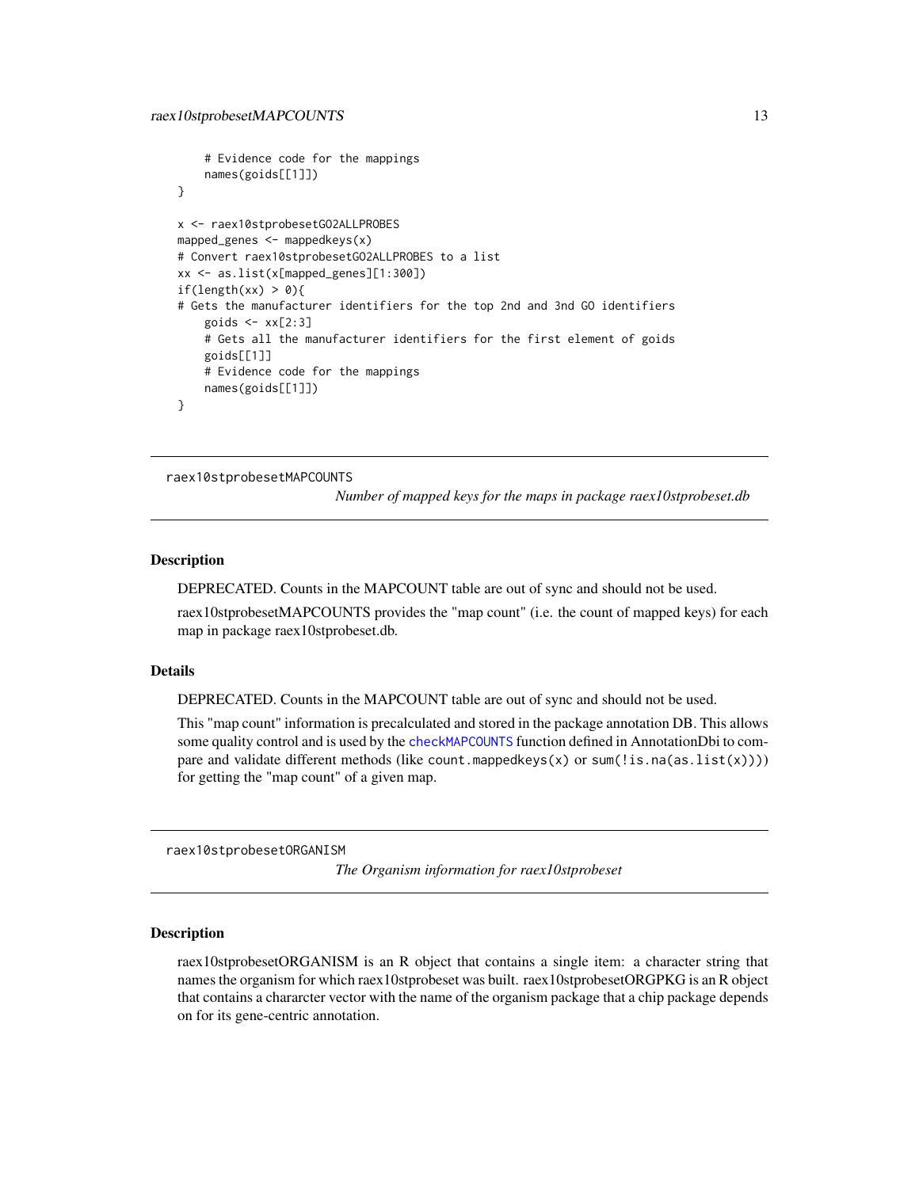```
    # Evidence code for the mappings
    names(goids[[1]])
}

x <- raex10stprobesetGO2ALLPROBES
mapped_genes <- mappedkeys(x)
# Convert raex10stprobesetGO2ALLPROBES to a list
xx <- as.list(x[mapped_genes][1:300])
if(length(xx) > 0){
# Gets the manufacturer identifiers for the top 2nd and 3nd GO identifiers
    goids <- xx[2:3]
    # Gets all the manufacturer identifiers for the first element of goids
    goids[[1]]
    # Evidence code for the mappings
    names(goids[[1]])
}
```

---

## raex10stprobesetMAPCOUNTS

*Number of mapped keys for the maps in package raex10stprobeset.db*

---

### Description

DEPRECATED. Counts in the MAPCOUNT table are out of sync and should not be used.

raex10stprobesetMAPCOUNTS provides the "map count" (i.e. the count of mapped keys) for each map in package raex10stprobeset.db.

### Details

DEPRECATED. Counts in the MAPCOUNT table are out of sync and should not be used.

This "map count" information is precalculated and stored in the package annotation DB. This allows some quality control and is used by the `checkMAPCOUNTS` function defined in AnnotationDbi to compare and validate different methods (like `count.mappedkeys(x)` or `sum(!is.na(as.list(x)))`) for getting the "map count" of a given map.

---

## raex10stprobesetORGANISM

*The Organism information for raex10stprobeset*

---

### Description

raex10stprobesetORGANISM is an R object that contains a single item: a character string that names the organism for which raex10stprobeset was built. raex10stprobesetORGPKG is an R object that contains a chararcter vector with the name of the organism package that a chip package depends on for its gene-centric annotation.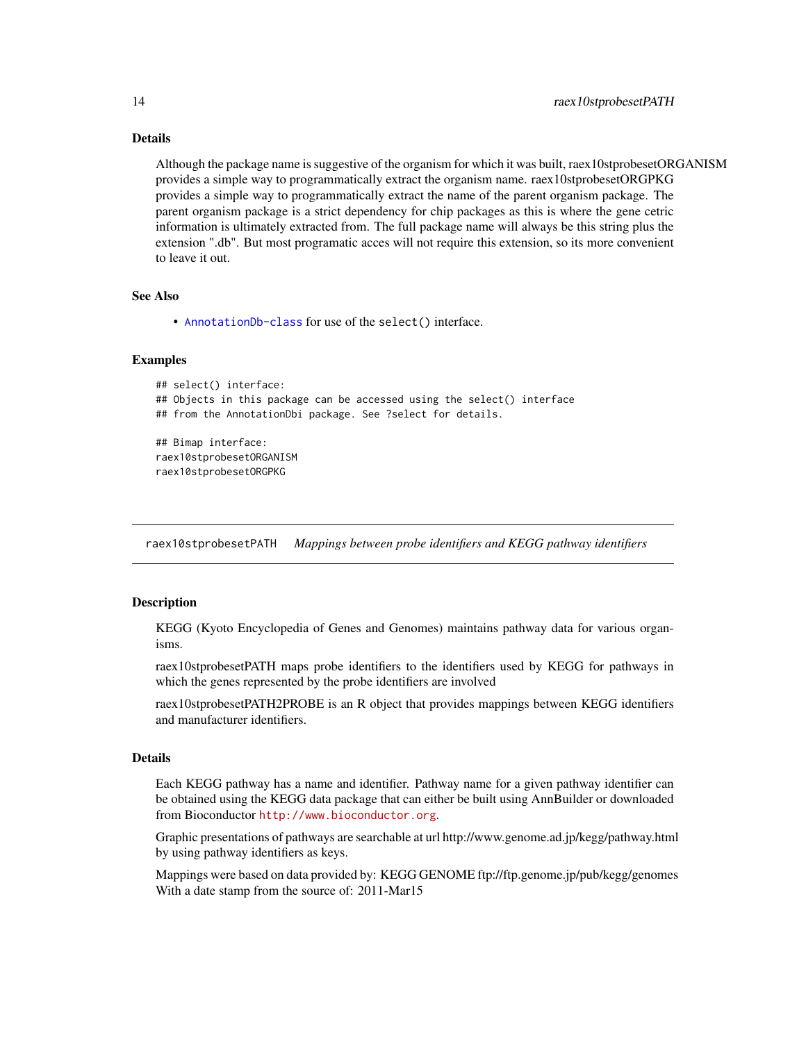### Details

Although the package name is suggestive of the organism for which it was built, raex10stprobesetORGANISM provides a simple way to programmatically extract the organism name. raex10stprobesetORGPKG provides a simple way to programmatically extract the name of the parent organism package. The parent organism package is a strict dependency for chip packages as this is where the gene cetric information is ultimately extracted from. The full package name will always be this string plus the extension ".db". But most programatic acces will not require this extension, so its more convenient to leave it out.

### See Also

- AnnotationDb-class for use of the select() interface.

### Examples

```
## select() interface:
## Objects in this package can be accessed using the select() interface
## from the AnnotationDbi package. See ?select for details.

## Bimap interface:
raex10stprobesetORGANISM
raex10stprobesetORGPKG
```

---

## raex10stprobesetPATH    *Mappings between probe identifiers and KEGG pathway identifiers*

---

### Description

KEGG (Kyoto Encyclopedia of Genes and Genomes) maintains pathway data for various organisms.

raex10stprobesetPATH maps probe identifiers to the identifiers used by KEGG for pathways in which the genes represented by the probe identifiers are involved

raex10stprobesetPATH2PROBE is an R object that provides mappings between KEGG identifiers and manufacturer identifiers.

### Details

Each KEGG pathway has a name and identifier. Pathway name for a given pathway identifier can be obtained using the KEGG data package that can either be built using AnnBuilder or downloaded from Bioconductor http://www.bioconductor.org.

Graphic presentations of pathways are searchable at url http://www.genome.ad.jp/kegg/pathway.html by using pathway identifiers as keys.

Mappings were based on data provided by: KEGG GENOME ftp://ftp.genome.jp/pub/kegg/genomes With a date stamp from the source of: 2011-Mar15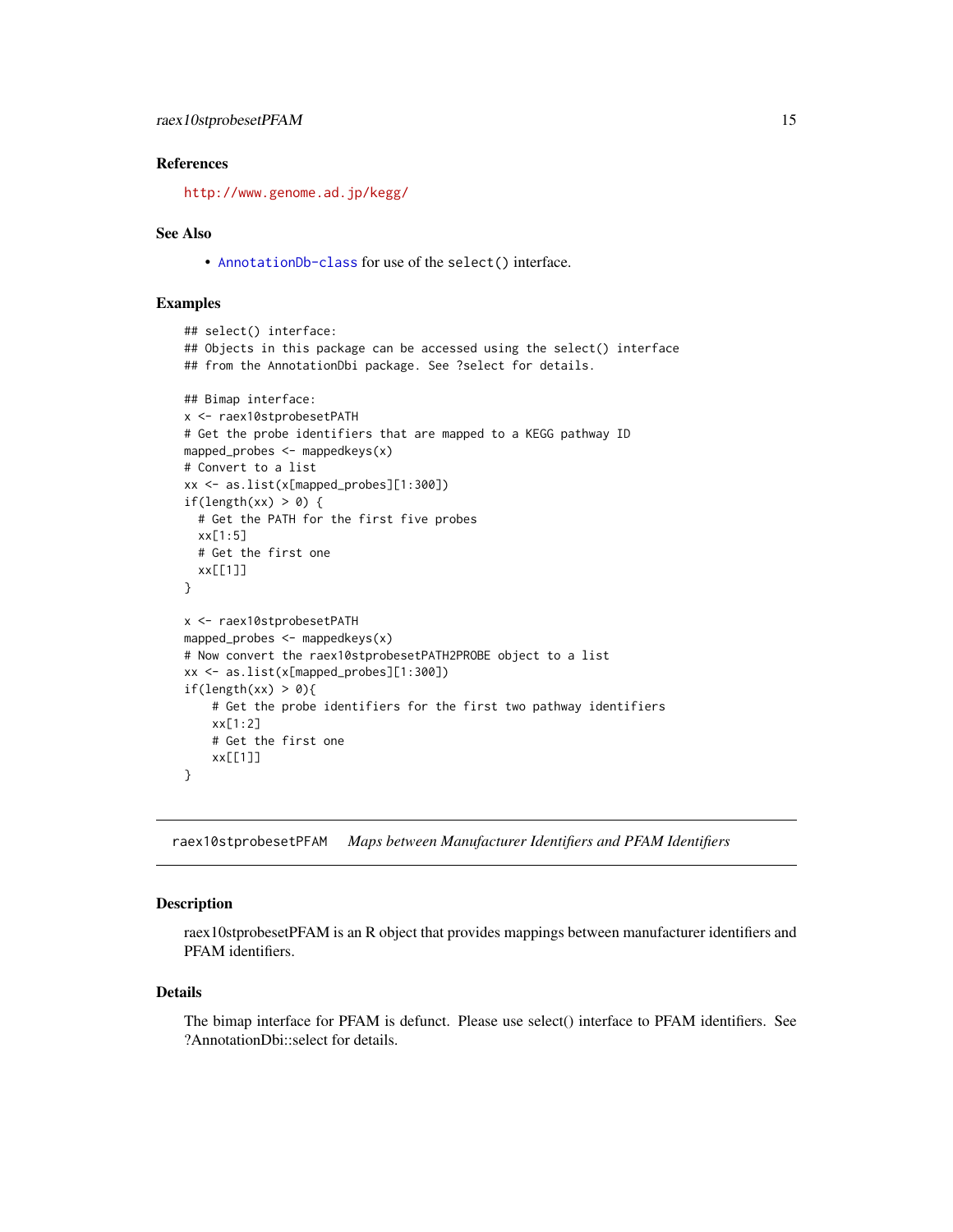### References

http://www.genome.ad.jp/kegg/

### See Also

- AnnotationDb-class for use of the `select()` interface.

### Examples

```
## select() interface:
## Objects in this package can be accessed using the select() interface
## from the AnnotationDbi package. See ?select for details.

## Bimap interface:
x <- raex10stprobesetPATH
# Get the probe identifiers that are mapped to a KEGG pathway ID
mapped_probes <- mappedkeys(x)
# Convert to a list
xx <- as.list(x[mapped_probes][1:300])
if(length(xx) > 0) {
  # Get the PATH for the first five probes
  xx[1:5]
  # Get the first one
  xx[[1]]
}

x <- raex10stprobesetPATH
mapped_probes <- mappedkeys(x)
# Now convert the raex10stprobesetPATH2PROBE object to a list
xx <- as.list(x[mapped_probes][1:300])
if(length(xx) > 0){
    # Get the probe identifiers for the first two pathway identifiers
    xx[1:2]
    # Get the first one
    xx[[1]]
}
```

---

## raex10stprobesetPFAM *Maps between Manufacturer Identifiers and PFAM Identifiers*

---

### Description

raex10stprobesetPFAM is an R object that provides mappings between manufacturer identifiers and PFAM identifiers.

### Details

The bimap interface for PFAM is defunct. Please use select() interface to PFAM identifiers. See ?AnnotationDbi::select for details.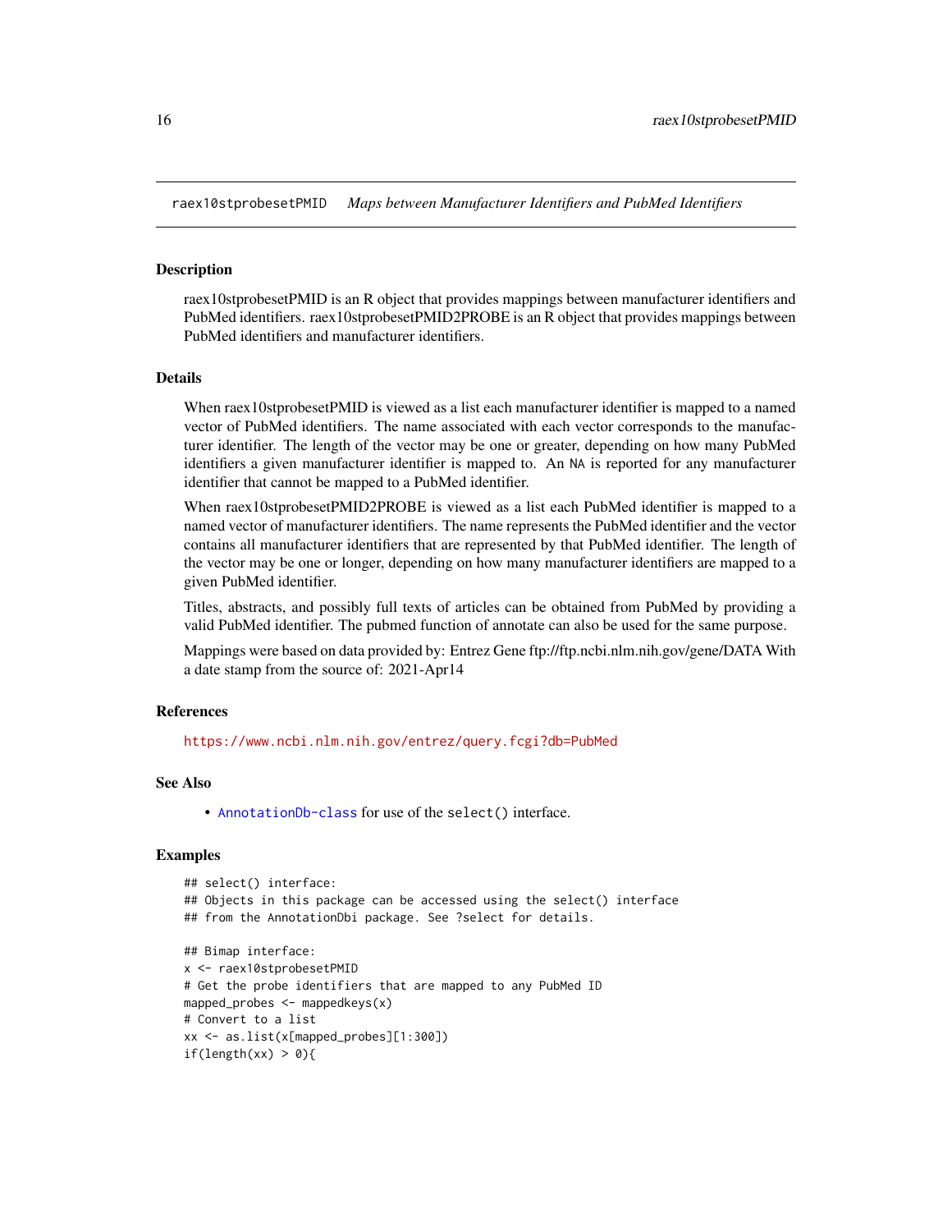raex10stprobesetPMID *Maps between Manufacturer Identifiers and PubMed Identifiers*

## Description

raex10stprobesetPMID is an R object that provides mappings between manufacturer identifiers and PubMed identifiers. raex10stprobesetPMID2PROBE is an R object that provides mappings between PubMed identifiers and manufacturer identifiers.

## Details

When raex10stprobesetPMID is viewed as a list each manufacturer identifier is mapped to a named vector of PubMed identifiers. The name associated with each vector corresponds to the manufacturer identifier. The length of the vector may be one or greater, depending on how many PubMed identifiers a given manufacturer identifier is mapped to. An NA is reported for any manufacturer identifier that cannot be mapped to a PubMed identifier.

When raex10stprobesetPMID2PROBE is viewed as a list each PubMed identifier is mapped to a named vector of manufacturer identifiers. The name represents the PubMed identifier and the vector contains all manufacturer identifiers that are represented by that PubMed identifier. The length of the vector may be one or longer, depending on how many manufacturer identifiers are mapped to a given PubMed identifier.

Titles, abstracts, and possibly full texts of articles can be obtained from PubMed by providing a valid PubMed identifier. The pubmed function of annotate can also be used for the same purpose.

Mappings were based on data provided by: Entrez Gene ftp://ftp.ncbi.nlm.nih.gov/gene/DATA With a date stamp from the source of: 2021-Apr14

## References

https://www.ncbi.nlm.nih.gov/entrez/query.fcgi?db=PubMed

## See Also

- AnnotationDb-class for use of the select() interface.

## Examples

```
## select() interface:
## Objects in this package can be accessed using the select() interface
## from the AnnotationDbi package. See ?select for details.

## Bimap interface:
x <- raex10stprobesetPMID
# Get the probe identifiers that are mapped to any PubMed ID
mapped_probes <- mappedkeys(x)
# Convert to a list
xx <- as.list(x[mapped_probes][1:300])
if(length(xx) > 0){
```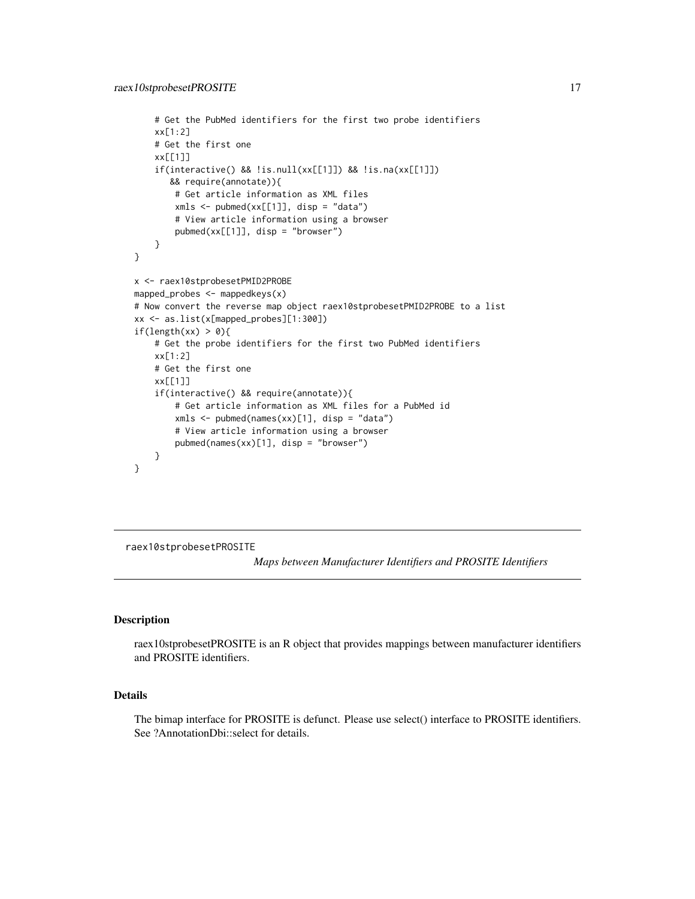```
    # Get the PubMed identifiers for the first two probe identifiers
    xx[1:2]
    # Get the first one
    xx[[1]]
    if(interactive() && !is.null(xx[[1]]) && !is.na(xx[[1]])
       && require(annotate)){
        # Get article information as XML files
        xmls <- pubmed(xx[[1]], disp = "data")
        # View article information using a browser
        pubmed(xx[[1]], disp = "browser")
    }
}

x <- raex10stprobesetPMID2PROBE
mapped_probes <- mappedkeys(x)
# Now convert the reverse map object raex10stprobesetPMID2PROBE to a list
xx <- as.list(x[mapped_probes][1:300])
if(length(xx) > 0){
    # Get the probe identifiers for the first two PubMed identifiers
    xx[1:2]
    # Get the first one
    xx[[1]]
    if(interactive() && require(annotate)){
        # Get article information as XML files for a PubMed id
        xmls <- pubmed(names(xx)[1], disp = "data")
        # View article information using a browser
        pubmed(names(xx)[1], disp = "browser")
    }
}
```

---

`raex10stprobesetPROSITE` *Maps between Manufacturer Identifiers and PROSITE Identifiers*

---

## Description

raex10stprobesetPROSITE is an R object that provides mappings between manufacturer identifiers and PROSITE identifiers.

## Details

The bimap interface for PROSITE is defunct. Please use select() interface to PROSITE identifiers. See ?AnnotationDbi::select for details.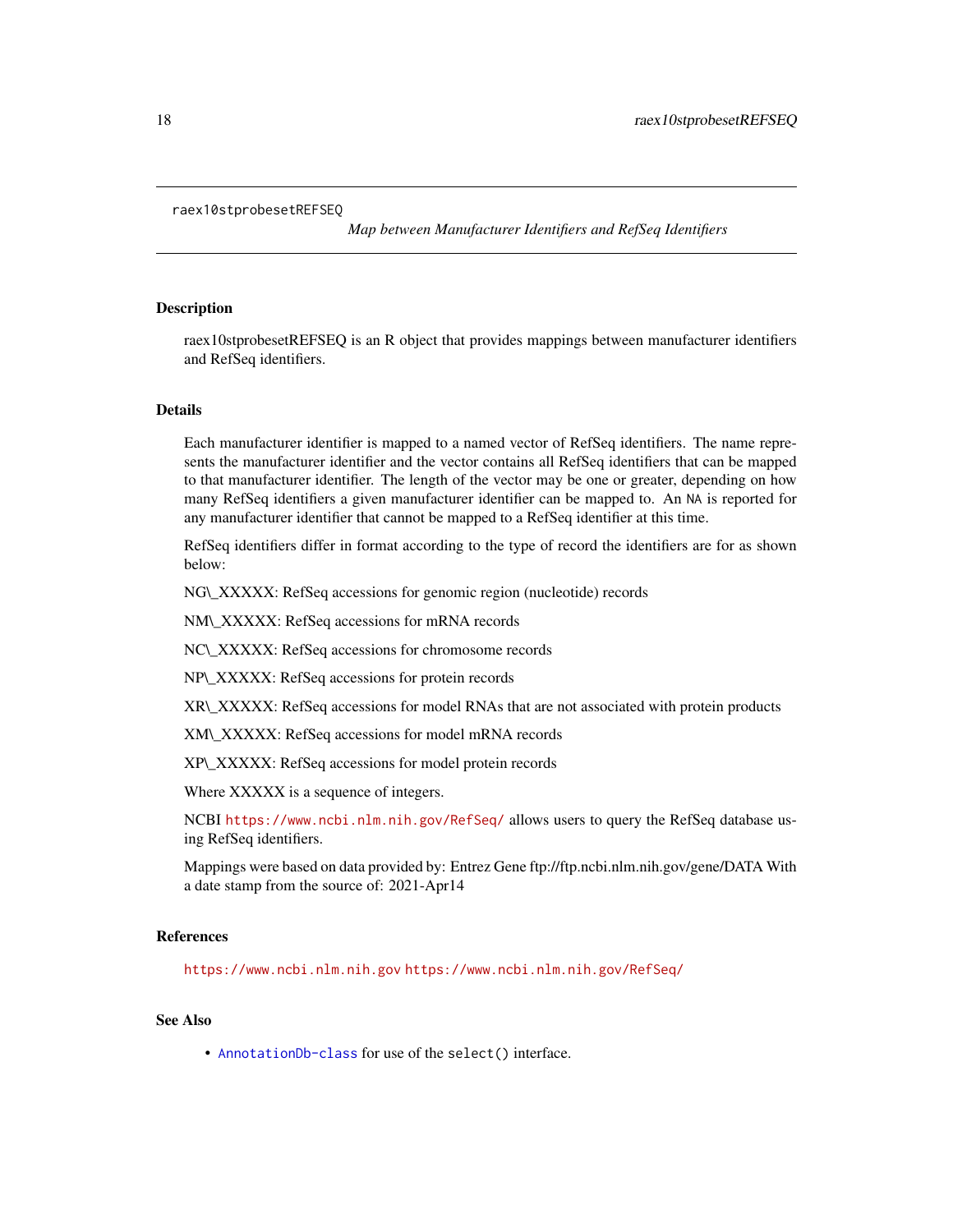# raex10stprobesetREFSEQ

*Map between Manufacturer Identifiers and RefSeq Identifiers*

## Description

raex10stprobesetREFSEQ is an R object that provides mappings between manufacturer identifiers and RefSeq identifiers.

## Details

Each manufacturer identifier is mapped to a named vector of RefSeq identifiers. The name represents the manufacturer identifier and the vector contains all RefSeq identifiers that can be mapped to that manufacturer identifier. The length of the vector may be one or greater, depending on how many RefSeq identifiers a given manufacturer identifier can be mapped to. An `NA` is reported for any manufacturer identifier that cannot be mapped to a RefSeq identifier at this time.

RefSeq identifiers differ in format according to the type of record the identifiers are for as shown below:

NG\_XXXXX: RefSeq accessions for genomic region (nucleotide) records

NM\_XXXXX: RefSeq accessions for mRNA records

NC\_XXXXX: RefSeq accessions for chromosome records

NP\_XXXXX: RefSeq accessions for protein records

XR\_XXXXX: RefSeq accessions for model RNAs that are not associated with protein products

XM\_XXXXX: RefSeq accessions for model mRNA records

XP\_XXXXX: RefSeq accessions for model protein records

Where XXXXX is a sequence of integers.

NCBI https://www.ncbi.nlm.nih.gov/RefSeq/ allows users to query the RefSeq database using RefSeq identifiers.

Mappings were based on data provided by: Entrez Gene ftp://ftp.ncbi.nlm.nih.gov/gene/DATA With a date stamp from the source of: 2021-Apr14

## References

https://www.ncbi.nlm.nih.gov https://www.ncbi.nlm.nih.gov/RefSeq/

## See Also

- AnnotationDb-class for use of the `select()` interface.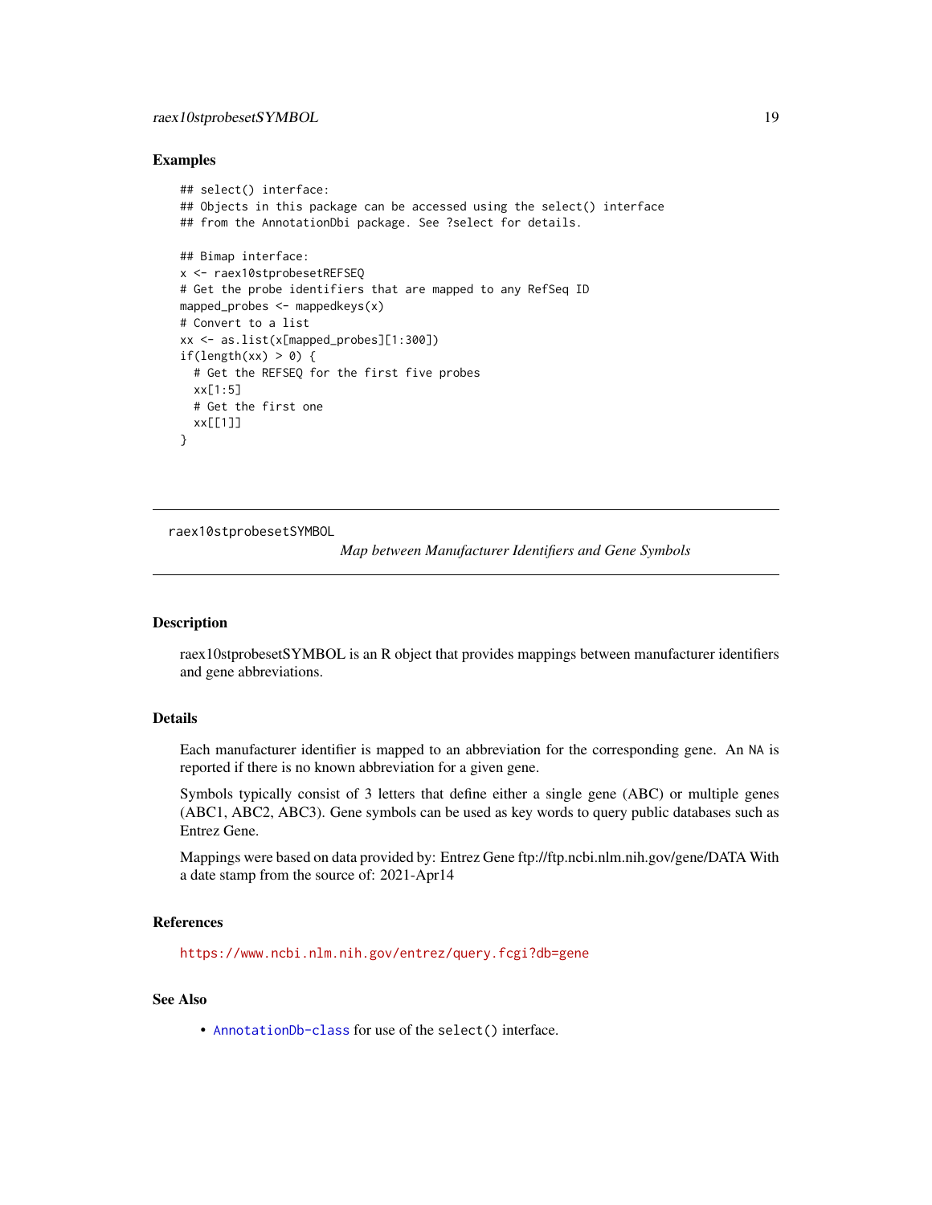## Examples

```
## select() interface:
## Objects in this package can be accessed using the select() interface
## from the AnnotationDbi package. See ?select for details.

## Bimap interface:
x <- raex10stprobesetREFSEQ
# Get the probe identifiers that are mapped to any RefSeq ID
mapped_probes <- mappedkeys(x)
# Convert to a list
xx <- as.list(x[mapped_probes][1:300])
if(length(xx) > 0) {
  # Get the REFSEQ for the first five probes
  xx[1:5]
  # Get the first one
  xx[[1]]
}
```

---

raex10stprobesetSYMBOL *Map between Manufacturer Identifiers and Gene Symbols*

---

## Description

raex10stprobesetSYMBOL is an R object that provides mappings between manufacturer identifiers and gene abbreviations.

## Details

Each manufacturer identifier is mapped to an abbreviation for the corresponding gene. An NA is reported if there is no known abbreviation for a given gene.

Symbols typically consist of 3 letters that define either a single gene (ABC) or multiple genes (ABC1, ABC2, ABC3). Gene symbols can be used as key words to query public databases such as Entrez Gene.

Mappings were based on data provided by: Entrez Gene ftp://ftp.ncbi.nlm.nih.gov/gene/DATA With a date stamp from the source of: 2021-Apr14

## References

https://www.ncbi.nlm.nih.gov/entrez/query.fcgi?db=gene

## See Also

- AnnotationDb-class for use of the select() interface.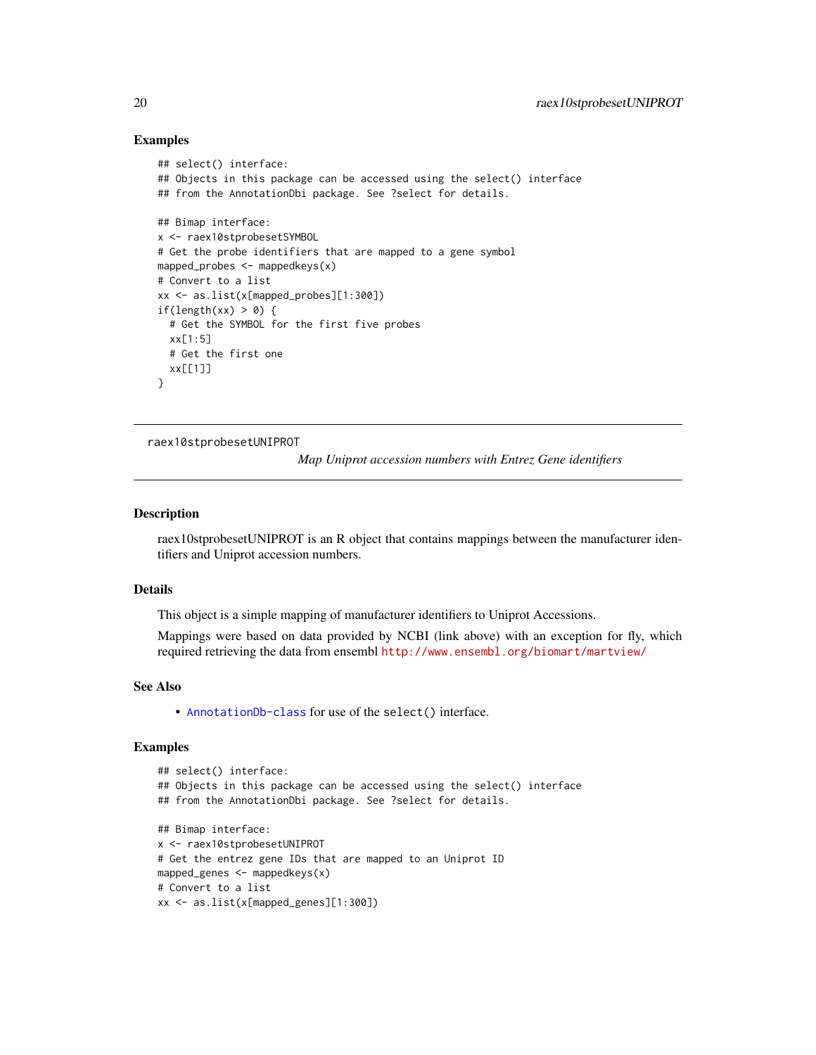## Examples

```
## select() interface:
## Objects in this package can be accessed using the select() interface
## from the AnnotationDbi package. See ?select for details.

## Bimap interface:
x <- raex10stprobesetSYMBOL
# Get the probe identifiers that are mapped to a gene symbol
mapped_probes <- mappedkeys(x)
# Convert to a list
xx <- as.list(x[mapped_probes][1:300])
if(length(xx) > 0) {
  # Get the SYMBOL for the first five probes
  xx[1:5]
  # Get the first one
  xx[[1]]
}
```

---

# raex10stprobesetUNIPROT

*Map Uniprot accession numbers with Entrez Gene identifiers*

---

## Description

raex10stprobesetUNIPROT is an R object that contains mappings between the manufacturer identifiers and Uniprot accession numbers.

## Details

This object is a simple mapping of manufacturer identifiers to Uniprot Accessions.

Mappings were based on data provided by NCBI (link above) with an exception for fly, which required retrieving the data from ensembl http://www.ensembl.org/biomart/martview/

## See Also

- AnnotationDb-class for use of the `select()` interface.

## Examples

```
## select() interface:
## Objects in this package can be accessed using the select() interface
## from the AnnotationDbi package. See ?select for details.

## Bimap interface:
x <- raex10stprobesetUNIPROT
# Get the entrez gene IDs that are mapped to an Uniprot ID
mapped_genes <- mappedkeys(x)
# Convert to a list
xx <- as.list(x[mapped_genes][1:300])
```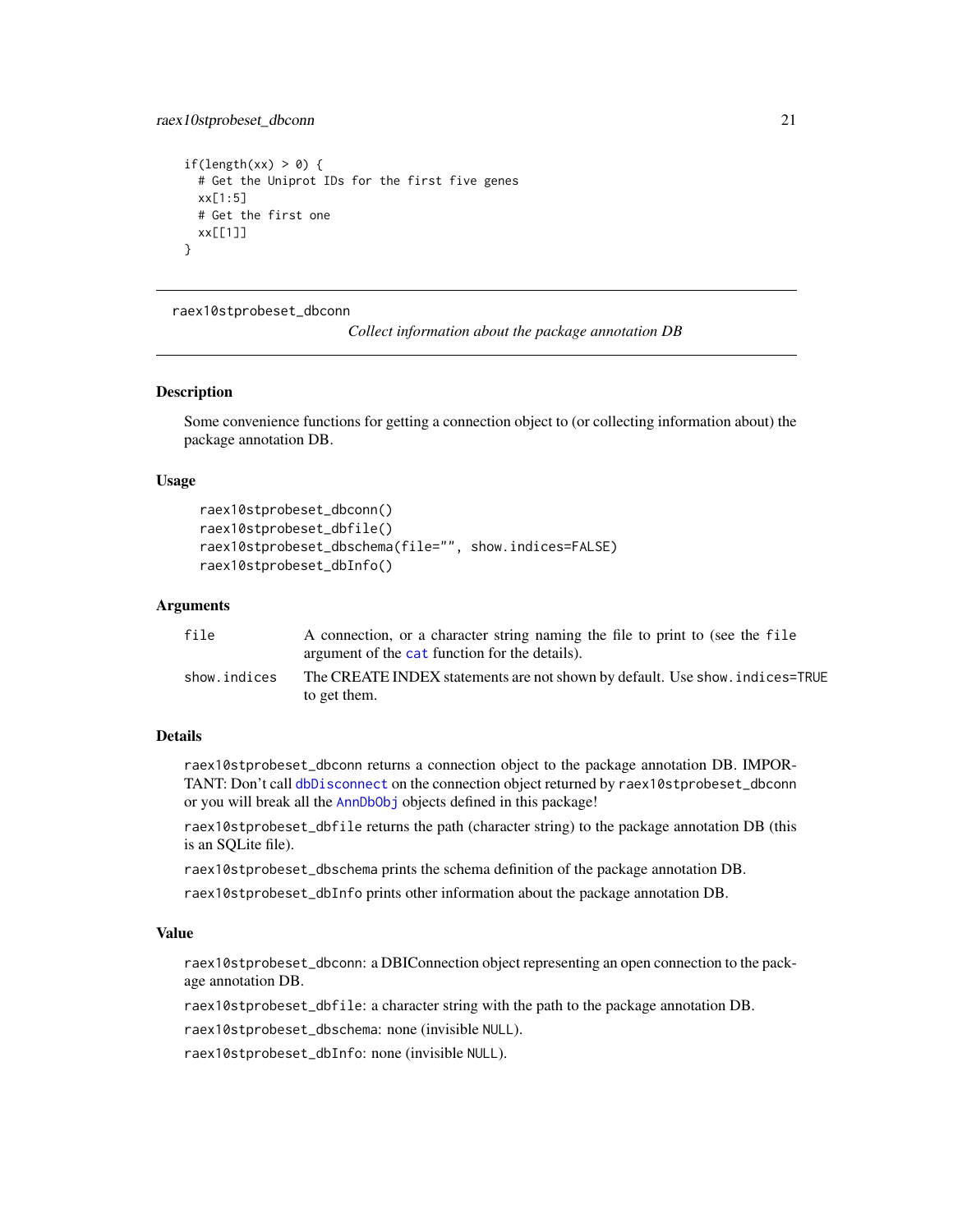```
if(length(xx) > 0) {
  # Get the Uniprot IDs for the first five genes
  xx[1:5]
  # Get the first one
  xx[[1]]
}
```

---

raex10stprobeset_dbconn &nbsp;&nbsp;&nbsp;&nbsp; *Collect information about the package annotation DB*

---

## Description

Some convenience functions for getting a connection object to (or collecting information about) the package annotation DB.

## Usage

```
raex10stprobeset_dbconn()
raex10stprobeset_dbfile()
raex10stprobeset_dbschema(file="", show.indices=FALSE)
raex10stprobeset_dbInfo()
```

## Arguments

| | |
|---|---|
| file | A connection, or a character string naming the file to print to (see the file argument of the cat function for the details). |
| show.indices | The CREATE INDEX statements are not shown by default. Use show.indices=TRUE to get them. |

## Details

raex10stprobeset_dbconn returns a connection object to the package annotation DB. IMPORTANT: Don't call dbDisconnect on the connection object returned by raex10stprobeset_dbconn or you will break all the AnnDbObj objects defined in this package!

raex10stprobeset_dbfile returns the path (character string) to the package annotation DB (this is an SQLite file).

raex10stprobeset_dbschema prints the schema definition of the package annotation DB.

raex10stprobeset_dbInfo prints other information about the package annotation DB.

## Value

raex10stprobeset_dbconn: a DBIConnection object representing an open connection to the package annotation DB.

raex10stprobeset_dbfile: a character string with the path to the package annotation DB.

raex10stprobeset_dbschema: none (invisible NULL).

raex10stprobeset_dbInfo: none (invisible NULL).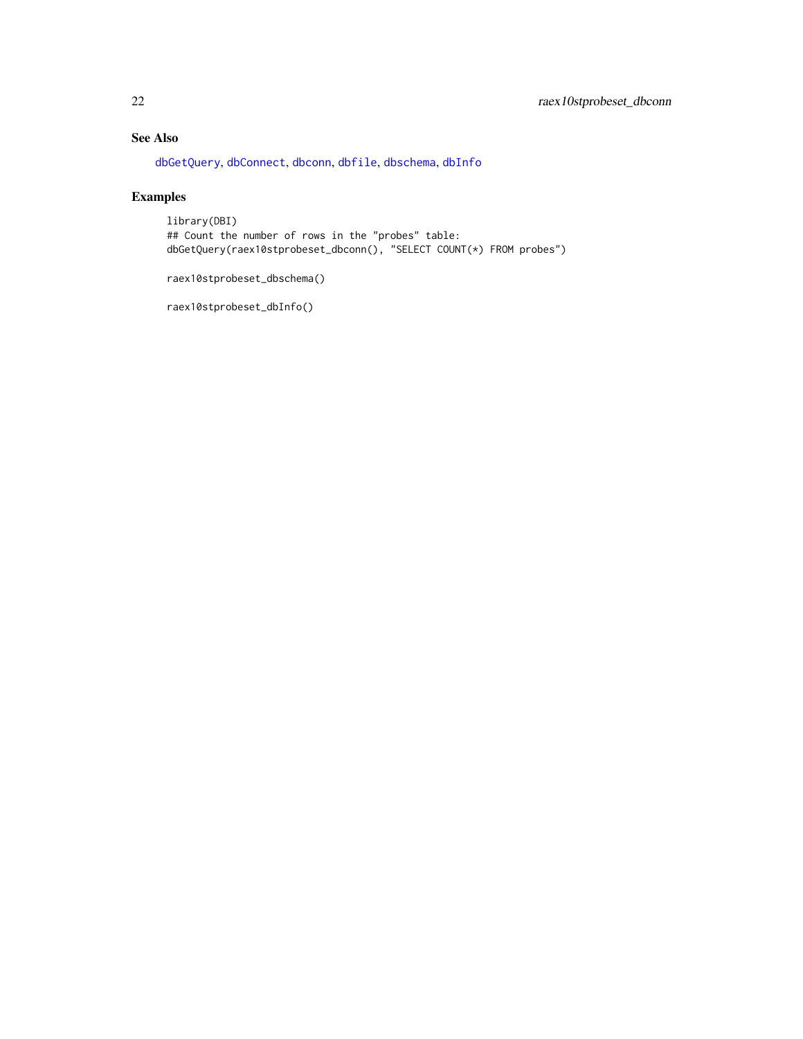## See Also

dbGetQuery, dbConnect, dbconn, dbfile, dbschema, dbInfo

## Examples

```
library(DBI)
## Count the number of rows in the "probes" table:
dbGetQuery(raex10stprobeset_dbconn(), "SELECT COUNT(*) FROM probes")

raex10stprobeset_dbschema()

raex10stprobeset_dbInfo()
```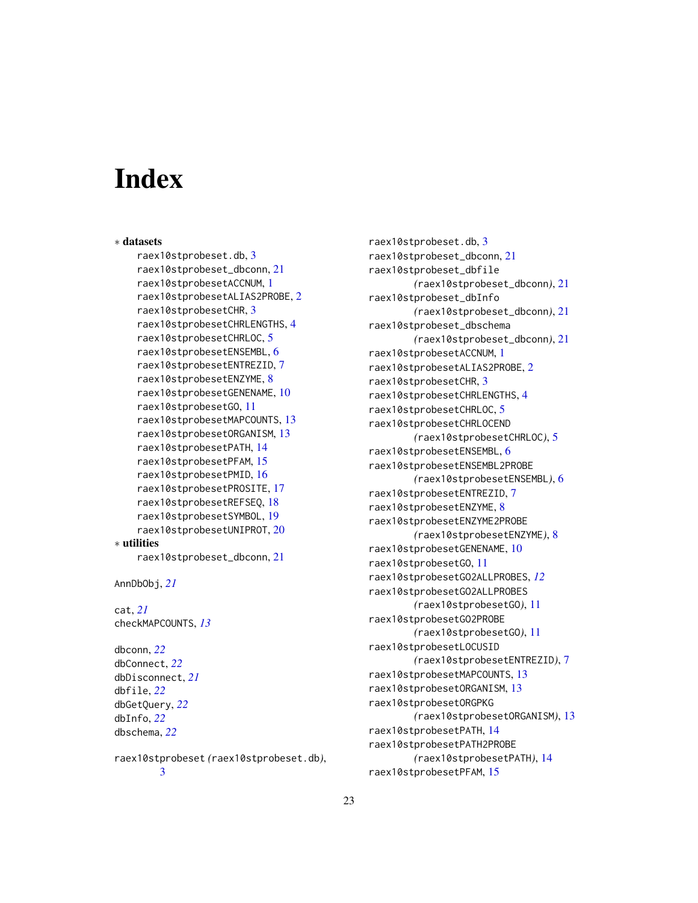# Index

∗ **datasets**
- raex10stprobeset.db, 3
- raex10stprobeset_dbconn, 21
- raex10stprobesetACCNUM, 1
- raex10stprobesetALIAS2PROBE, 2
- raex10stprobesetCHR, 3
- raex10stprobesetCHRLENGTHS, 4
- raex10stprobesetCHRLOC, 5
- raex10stprobesetENSEMBL, 6
- raex10stprobesetENTREZID, 7
- raex10stprobesetENZYME, 8
- raex10stprobesetGENENAME, 10
- raex10stprobesetGO, 11
- raex10stprobesetMAPCOUNTS, 13
- raex10stprobesetORGANISM, 13
- raex10stprobesetPATH, 14
- raex10stprobesetPFAM, 15
- raex10stprobesetPMID, 16
- raex10stprobesetPROSITE, 17
- raex10stprobesetREFSEQ, 18
- raex10stprobesetSYMBOL, 19
- raex10stprobesetUNIPROT, 20

∗ **utilities**
- raex10stprobeset_dbconn, 21

AnnDbObj, *21*

cat, *21*
checkMAPCOUNTS, *13*

dbconn, *22*
dbConnect, *22*
dbDisconnect, *21*
dbfile, *22*
dbGetQuery, *22*
dbInfo, *22*
dbschema, *22*

raex10stprobeset *(raex10stprobeset.db)*, 3
raex10stprobeset.db, 3
raex10stprobeset_dbconn, 21
raex10stprobeset_dbfile *(raex10stprobeset_dbconn)*, 21
raex10stprobeset_dbInfo *(raex10stprobeset_dbconn)*, 21
raex10stprobeset_dbschema *(raex10stprobeset_dbconn)*, 21
raex10stprobesetACCNUM, 1
raex10stprobesetALIAS2PROBE, 2
raex10stprobesetCHR, 3
raex10stprobesetCHRLENGTHS, 4
raex10stprobesetCHRLOC, 5
raex10stprobesetCHRLOCEND *(raex10stprobesetCHRLOC)*, 5
raex10stprobesetENSEMBL, 6
raex10stprobesetENSEMBL2PROBE *(raex10stprobesetENSEMBL)*, 6
raex10stprobesetENTREZID, 7
raex10stprobesetENZYME, 8
raex10stprobesetENZYME2PROBE *(raex10stprobesetENZYME)*, 8
raex10stprobesetGENENAME, 10
raex10stprobesetGO, 11
raex10stprobesetGO2ALLPROBES, *12*
raex10stprobesetGO2ALLPROBES *(raex10stprobesetGO)*, 11
raex10stprobesetGO2PROBE *(raex10stprobesetGO)*, 11
raex10stprobesetLOCUSID *(raex10stprobesetENTREZID)*, 7
raex10stprobesetMAPCOUNTS, 13
raex10stprobesetORGANISM, 13
raex10stprobesetORGPKG *(raex10stprobesetORGANISM)*, 13
raex10stprobesetPATH, 14
raex10stprobesetPATH2PROBE *(raex10stprobesetPATH)*, 14
raex10stprobesetPFAM, 15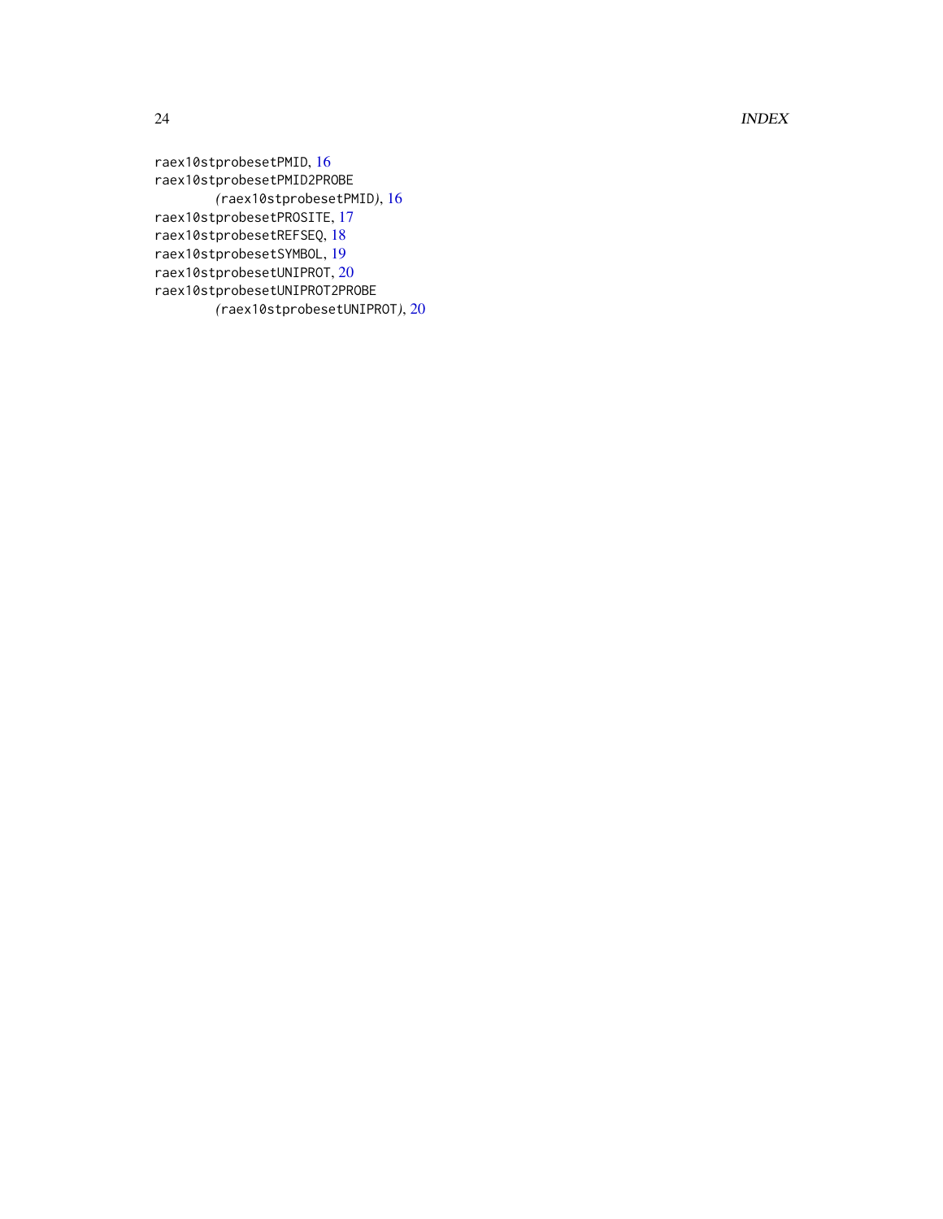raex10stprobesetPMID, 16
raex10stprobesetPMID2PROBE
        *(*raex10stprobesetPMID*)*, 16
raex10stprobesetPROSITE, 17
raex10stprobesetREFSEQ, 18
raex10stprobesetSYMBOL, 19
raex10stprobesetUNIPROT, 20
raex10stprobesetUNIPROT2PROBE
        *(*raex10stprobesetUNIPROT*)*, 20